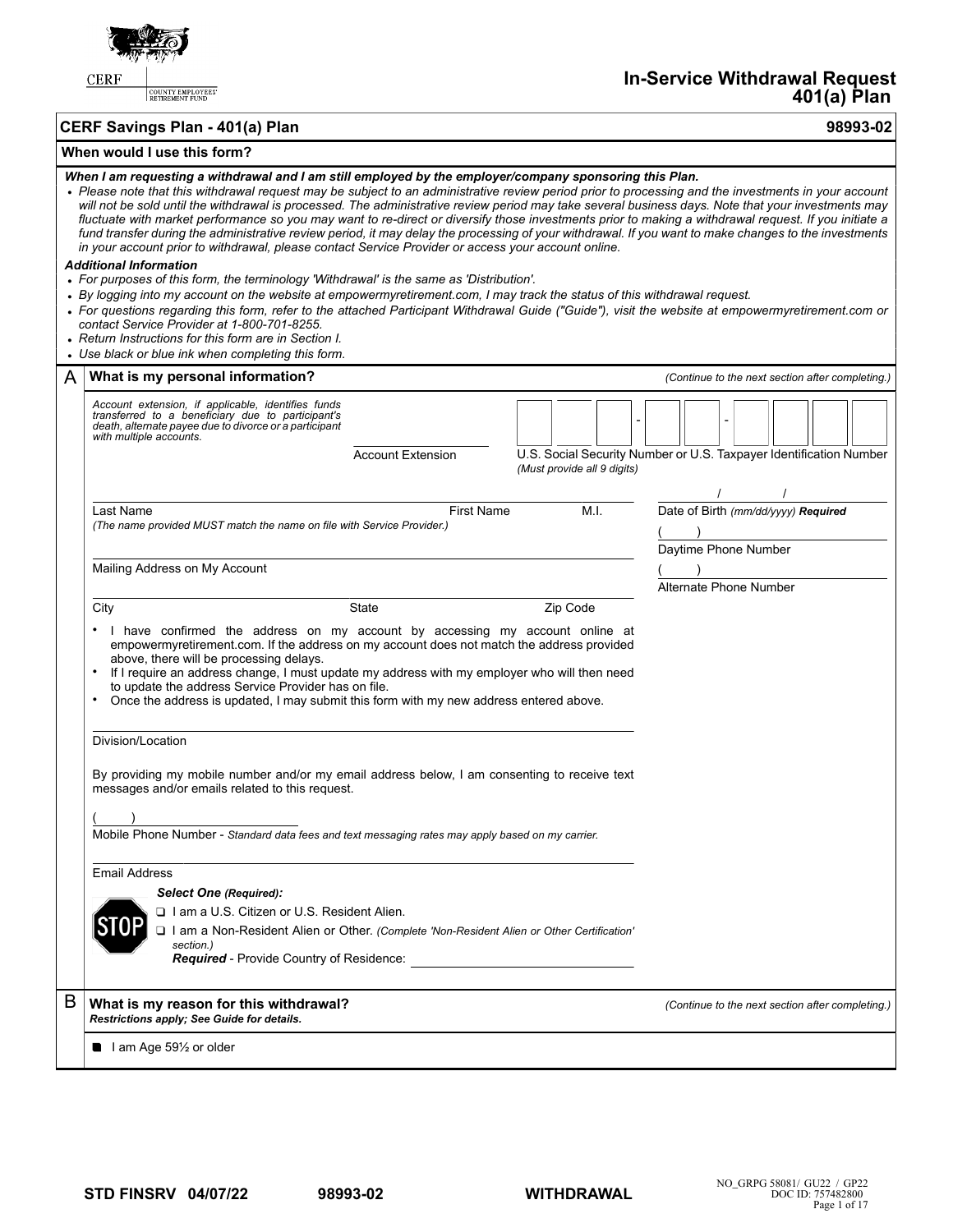CERF
COUNTY EMPLOYEES' RETIREMENT FUND

# In-Service Withdrawal Request 401(a) Plan

## CERF Savings Plan - 401(a) Plan — 98993-02

### When would I use this form?

***When I am requesting a withdrawal and I am still employed by the employer/company sponsoring this Plan.***

- *Please note that this withdrawal request may be subject to an administrative review period prior to processing and the investments in your account will not be sold until the withdrawal is processed. The administrative review period may take several business days. Note that your investments may fluctuate with market performance so you may want to re-direct or diversify those investments prior to making a withdrawal request. If you initiate a fund transfer during the administrative review period, it may delay the processing of your withdrawal. If you want to make changes to the investments in your account prior to withdrawal, please contact Service Provider or access your account online.*

***Additional Information***

- *For purposes of this form, the terminology 'Withdrawal' is the same as 'Distribution'.*
- *By logging into my account on the website at empowermyretirement.com, I may track the status of this withdrawal request.*
- *For questions regarding this form, refer to the attached Participant Withdrawal Guide ("Guide"), visit the website at empowermyretirement.com or contact Service Provider at 1-800-701-8255.*
- *Return Instructions for this form are in Section I.*
- *Use black or blue ink when completing this form.*

### A What is my personal information?

*(Continue to the next section after completing.)*

*Account extension, if applicable, identifies funds transferred to a beneficiary due to a participant's death, alternate payee due to divorce or a participant with multiple accounts.*

______ Account Extension

___ ___ ___ - ___ ___ - ___ ___ ___ ___
U.S. Social Security Number or U.S. Taxpayer Identification Number *(Must provide all 9 digits)*

______ Last Name ______ First Name ______ M.I.
*(The name provided MUST match the name on file with Service Provider.)*

____/____/______ Date of Birth *(mm/dd/yyyy)* ***Required***

(     ) ______ Daytime Phone Number

(     ) ______ Alternate Phone Number

______ Mailing Address on My Account

______ City ______ State ______ Zip Code

- I have confirmed the address on my account by accessing my account online at empowermyretirement.com. If the address on my account does not match the address provided above, there will be processing delays.
- If I require an address change, I must update my address with my employer who will then need to update the address Service Provider has on file.
- Once the address is updated, I may submit this form with my new address entered above.

______ Division/Location

By providing my mobile number and/or my email address below, I am consenting to receive text messages and/or emails related to this request.

(     ) ______ Mobile Phone Number - *Standard data fees and text messaging rates may apply based on my carrier.*

______ Email Address

**STOP** ***Select One (Required):***

- ❑ I am a U.S. Citizen or U.S. Resident Alien.
- ❑ I am a Non-Resident Alien or Other. *(Complete 'Non-Resident Alien or Other Certification' section.)*
  ***Required*** - Provide Country of Residence: ______

### B What is my reason for this withdrawal?

***Restrictions apply; See Guide for details.***

*(Continue to the next section after completing.)*

- ■ I am Age 59½ or older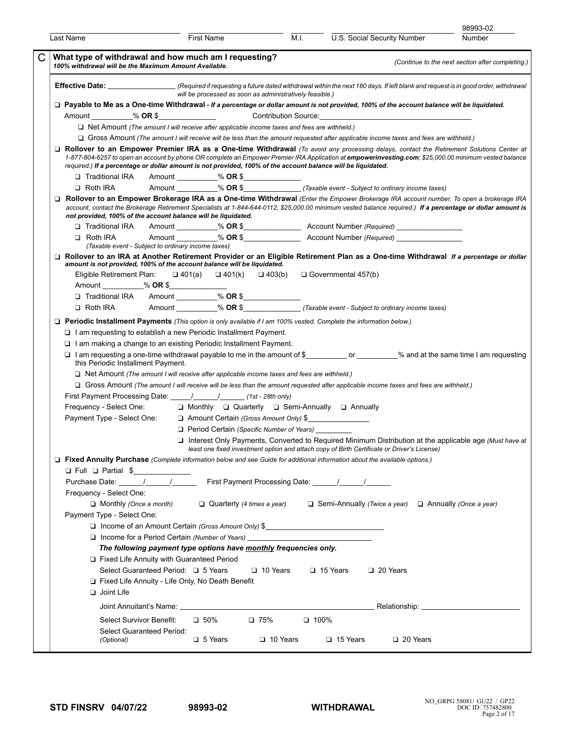| Last Name | First Name | M.I. | U.S. Social Security Number | 98993-02 Number |
|---|---|---|---|---|
| | | | | |

## C What type of withdrawal and how much am I requesting?

***100% withdrawal will be the Maximum Amount Available.***

*(Continue to the next section after completing.)*

**Effective Date:** ________________ *(Required if requesting a future dated withdrawal within the next 180 days. If left blank and request is in good order, withdrawal will be processed as soon as administratively feasible.)*

❑ **Payable to Me as a One-time Withdrawal** - ***If a percentage or dollar amount is not provided, 100% of the account balance will be liquidated.***

Amount __________% **OR** $______________ Contribution Source:____________________________________

- ❑ Net Amount *(The amount I will receive after applicable income taxes and fees are withheld.)*
- ❑ Gross Amount *(The amount I will receive will be less than the amount requested after applicable income taxes and fees are withheld.)*

❑ **Rollover to an Empower Premier IRA as a One-time Withdrawal** *(To avoid any processing delays, contact the Retirement Solutions Center at 1-877-804-6257 to open an account by phone OR complete an Empower Premier IRA Application at* ***empowerinvesting.com****; $25,000.00 minimum vested balance required.)* ***If a percentage or dollar amount is not provided, 100% of the account balance will be liquidated.***

- ❑ Traditional IRA Amount __________% **OR** $______________
- ❑ Roth IRA Amount __________% **OR** $______________ *(Taxable event - Subject to ordinary income taxes)*

❑ **Rollover to an Empower Brokerage IRA as a One-time Withdrawal** *(Enter the Empower Brokerage IRA account number. To open a brokerage IRA account, contact the Brokerage Retirement Specialists at 1-844-644-0112; $25,000.00 minimum vested balance required.)* ***If a percentage or dollar amount is not provided, 100% of the account balance will be liquidated.***

- ❑ Traditional IRA Amount __________% **OR** $______________ Account Number *(Required)* ________________
- ❑ Roth IRA Amount __________% **OR** $______________ Account Number *(Required)* ________________
  *(Taxable event - Subject to ordinary income taxes)*

❑ **Rollover to an IRA at Another Retirement Provider or an Eligible Retirement Plan as a One-time Withdrawal** ***If a percentage or dollar amount is not provided, 100% of the account balance will be liquidated.***

Eligible Retirement Plan: ❑ 401(a) ❑ 401(k) ❑ 403(b) ❑ Governmental 457(b)

Amount __________% **OR** $______________

- ❑ Traditional IRA Amount __________% **OR** $______________
- ❑ Roth IRA Amount __________% **OR** $______________ *(Taxable event - Subject to ordinary income taxes)*

❑ **Periodic Installment Payments** *(This option is only available if I am 100% vested. Complete the information below.)*

- ❑ I am requesting to establish a new Periodic Installment Payment.
- ❑ I am making a change to an existing Periodic Installment Payment.
- ❑ I am requesting a one-time withdrawal payable to me in the amount of $__________ or __________% and at the same time I am requesting this Periodic Installment Payment.
  - ❑ Net Amount *(The amount I will receive after applicable income taxes and fees are withheld.)*
  - ❑ Gross Amount *(The amount I will receive will be less than the amount requested after applicable income taxes and fees are withheld.)*

First Payment Processing Date: _____/______/______ *(1st - 28th only)*

Frequency - Select One: ❑ Monthly ❑ Quarterly ❑ Semi-Annually ❑ Annually

Payment Type - Select One:
- ❑ Amount Certain *(Gross Amount Only)* $_______________
- ❑ Period Certain *(Specific Number of Years)* _________
- ❑ Interest Only Payments, Converted to Required Minimum Distribution at the applicable age *(Must have at least one fixed investment option and attach copy of Birth Certificate or Driver's License)*

❑ **Fixed Annuity Purchase** *(Complete information below and see Guide for additional information about the available options.)*

❑ Full ❑ Partial $______________

Purchase Date: ______/______/______ First Payment Processing Date: ______/______/______

Frequency - Select One:

❑ Monthly *(Once a month)* ❑ Quarterly *(4 times a year)* ❑ Semi-Annually *(Twice a year)* ❑ Annually *(Once a year)*

Payment Type - Select One:
- ❑ Income of an Amount Certain *(Gross Amount Only)* $____________________________
- ❑ Income for a Period Certain *(Number of Years)* ______________________________

***The following payment type options have <u>monthly</u> frequencies only.***

- ❑ Fixed Life Annuity with Guaranteed Period
  Select Guaranteed Period: ❑ 5 Years ❑ 10 Years ❑ 15 Years ❑ 20 Years
- ❑ Fixed Life Annuity - Life Only, No Death Benefit
- ❑ Joint Life

  Joint Annuitant's Name: ____________________________________________ Relationship: ________________________

  Select Survivor Benefit: ❑ 50% ❑ 75% ❑ 100%

  Select Guaranteed Period: *(Optional)* ❑ 5 Years ❑ 10 Years ❑ 15 Years ❑ 20 Years

STD FINSRV 04/07/22 98993-02 WITHDRAWAL NO_GRPG 58081/ GU22 / GP22 DOC ID: 757482800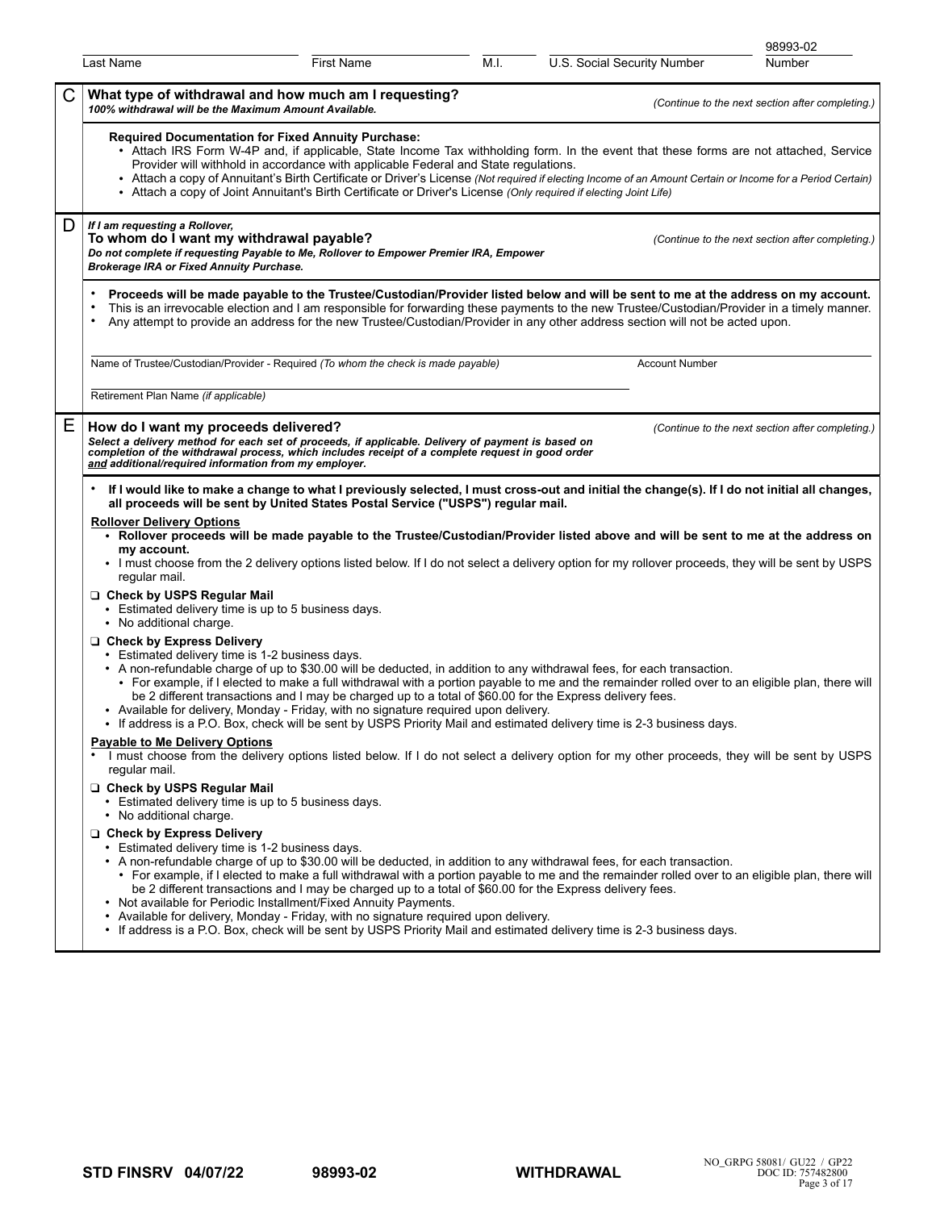| Last Name | First Name | M.I. | U.S. Social Security Number | 98993-02 Number |
|---|---|---|---|---|
| | | | | |

## C What type of withdrawal and how much am I requesting?

*100% withdrawal will be the Maximum Amount Available.*

*(Continue to the next section after completing.)*

**Required Documentation for Fixed Annuity Purchase:**

- Attach IRS Form W-4P and, if applicable, State Income Tax withholding form. In the event that these forms are not attached, Service Provider will withhold in accordance with applicable Federal and State regulations.
- Attach a copy of Annuitant's Birth Certificate or Driver's License *(Not required if electing Income of an Amount Certain or Income for a Period Certain)*
- Attach a copy of Joint Annuitant's Birth Certificate or Driver's License *(Only required if electing Joint Life)*

## D *If I am requesting a Rollover,* To whom do I want my withdrawal payable?

***Do not complete if requesting Payable to Me, Rollover to Empower Premier IRA, Empower Brokerage IRA or Fixed Annuity Purchase.***

*(Continue to the next section after completing.)*

- **Proceeds will be made payable to the Trustee/Custodian/Provider listed below and will be sent to me at the address on my account.**
- This is an irrevocable election and I am responsible for forwarding these payments to the new Trustee/Custodian/Provider in a timely manner.
- Any attempt to provide an address for the new Trustee/Custodian/Provider in any other address section will not be acted upon.

Name of Trustee/Custodian/Provider - Required *(To whom the check is made payable)* ______________________ Account Number ______________________

Retirement Plan Name *(if applicable)* ______________________

## E How do I want my proceeds delivered?

***Select a delivery method for each set of proceeds, if applicable. Delivery of payment is based on completion of the withdrawal process, which includes receipt of a complete request in good order and additional/required information from my employer.***

*(Continue to the next section after completing.)*

- **If I would like to make a change to what I previously selected, I must cross-out and initial the change(s). If I do not initial all changes, all proceeds will be sent by United States Postal Service ("USPS") regular mail.**

**Rollover Delivery Options**

- **Rollover proceeds will be made payable to the Trustee/Custodian/Provider listed above and will be sent to me at the address on my account.**
- I must choose from the 2 delivery options listed below. If I do not select a delivery option for my rollover proceeds, they will be sent by USPS regular mail.

☐ **Check by USPS Regular Mail**
- Estimated delivery time is up to 5 business days.
- No additional charge.

☐ **Check by Express Delivery**
- Estimated delivery time is 1-2 business days.
- A non-refundable charge of up to $30.00 will be deducted, in addition to any withdrawal fees, for each transaction.
  - For example, if I elected to make a full withdrawal with a portion payable to me and the remainder rolled over to an eligible plan, there will be 2 different transactions and I may be charged up to a total of $60.00 for the Express delivery fees.
- Available for delivery, Monday - Friday, with no signature required upon delivery.
- If address is a P.O. Box, check will be sent by USPS Priority Mail and estimated delivery time is 2-3 business days.

**Payable to Me Delivery Options**

- I must choose from the delivery options listed below. If I do not select a delivery option for my other proceeds, they will be sent by USPS regular mail.

☐ **Check by USPS Regular Mail**
- Estimated delivery time is up to 5 business days.
- No additional charge.

☐ **Check by Express Delivery**
- Estimated delivery time is 1-2 business days.
- A non-refundable charge of up to $30.00 will be deducted, in addition to any withdrawal fees, for each transaction.
  - For example, if I elected to make a full withdrawal with a portion payable to me and the remainder rolled over to an eligible plan, there will be 2 different transactions and I may be charged up to a total of $60.00 for the Express delivery fees.
- Not available for Periodic Installment/Fixed Annuity Payments.
- Available for delivery, Monday - Friday, with no signature required upon delivery.
- If address is a P.O. Box, check will be sent by USPS Priority Mail and estimated delivery time is 2-3 business days.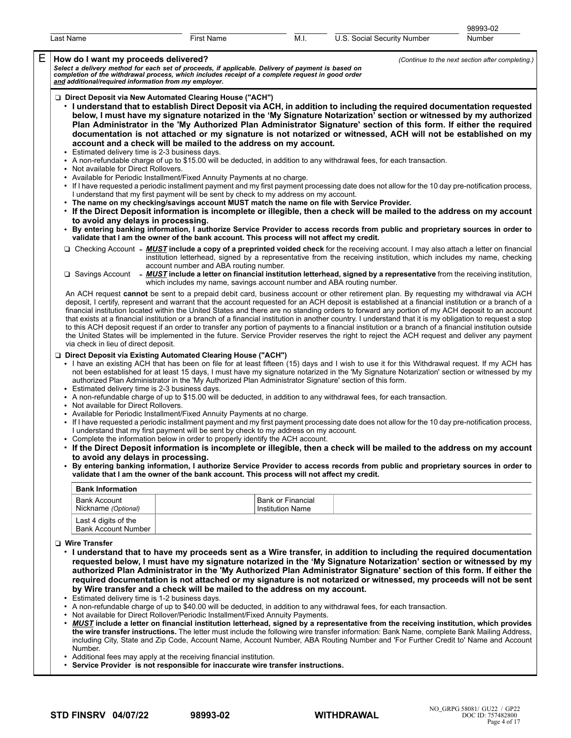| Last Name | First Name | M.I. | U.S. Social Security Number | 98993-02 Number |
|---|---|---|---|---|
| | | | | |

## E How do I want my proceeds delivered?

*(Continue to the next section after completing.)*

***Select a delivery method for each set of proceeds, if applicable. Delivery of payment is based on completion of the withdrawal process, which includes receipt of a complete request in good order and additional/required information from my employer.***

❑ **Direct Deposit via New Automated Clearing House ("ACH")**

- **I understand that to establish Direct Deposit via ACH, in addition to including the required documentation requested below, I must have my signature notarized in the 'My Signature Notarization' section or witnessed by my authorized Plan Administrator in the 'My Authorized Plan Administrator Signature' section of this form. If either the required documentation is not attached or my signature is not notarized or witnessed, ACH will not be established on my account and a check will be mailed to the address on my account.**
- Estimated delivery time is 2-3 business days.
- A non-refundable charge of up to $15.00 will be deducted, in addition to any withdrawal fees, for each transaction.
- Not available for Direct Rollovers.
- Available for Periodic Installment/Fixed Annuity Payments at no charge.
- If I have requested a periodic installment payment and my first payment processing date does not allow for the 10 day pre-notification process, I understand that my first payment will be sent by check to my address on my account.
- **The name on my checking/savings account MUST match the name on file with Service Provider.**
- **If the Direct Deposit information is incomplete or illegible, then a check will be mailed to the address on my account to avoid any delays in processing.**
- **By entering banking information, I authorize Service Provider to access records from public and proprietary sources in order to validate that I am the owner of the bank account. This process will not affect my credit.**

❑ Checking Account - ***MUST* include a copy of a preprinted voided check** for the receiving account. I may also attach a letter on financial institution letterhead, signed by a representative from the receiving institution, which includes my name, checking account number and ABA routing number.

❑ Savings Account - ***MUST* include a letter on financial institution letterhead, signed by a representative** from the receiving institution, which includes my name, savings account number and ABA routing number.

An ACH request **cannot** be sent to a prepaid debit card, business account or other retirement plan. By requesting my withdrawal via ACH deposit, I certify, represent and warrant that the account requested for an ACH deposit is established at a financial institution or a branch of a financial institution located within the United States and there are no standing orders to forward any portion of my ACH deposit to an account that exists at a financial institution or a branch of a financial institution in another country. I understand that it is my obligation to request a stop to this ACH deposit request if an order to transfer any portion of payments to a financial institution or a branch of a financial institution outside the United States will be implemented in the future. Service Provider reserves the right to reject the ACH request and deliver any payment via check in lieu of direct deposit.

❑ **Direct Deposit via Existing Automated Clearing House ("ACH")**

- I have an existing ACH that has been on file for at least fifteen (15) days and I wish to use it for this Withdrawal request. If my ACH has not been established for at least 15 days, I must have my signature notarized in the 'My Signature Notarization' section or witnessed by my authorized Plan Administrator in the 'My Authorized Plan Administrator Signature' section of this form.
- Estimated delivery time is 2-3 business days.
- A non-refundable charge of up to $15.00 will be deducted, in addition to any withdrawal fees, for each transaction.
- Not available for Direct Rollovers.
- Available for Periodic Installment/Fixed Annuity Payments at no charge.
- If I have requested a periodic installment payment and my first payment processing date does not allow for the 10 day pre-notification process, I understand that my first payment will be sent by check to my address on my account.
- Complete the information below in order to properly identify the ACH account.
- **If the Direct Deposit information is incomplete or illegible, then a check will be mailed to the address on my account to avoid any delays in processing.**
- **By entering banking information, I authorize Service Provider to access records from public and proprietary sources in order to validate that I am the owner of the bank account. This process will not affect my credit.**

| **Bank Information** | | | |
|---|---|---|---|
| Bank Account Nickname *(Optional)* | | Bank or Financial Institution Name | |
| Last 4 digits of the Bank Account Number | | | |

❑ **Wire Transfer**

- **I understand that to have my proceeds sent as a Wire transfer, in addition to including the required documentation requested below, I must have my signature notarized in the 'My Signature Notarization' section or witnessed by my authorized Plan Administrator in the 'My Authorized Plan Administrator Signature' section of this form. If either the required documentation is not attached or my signature is not notarized or witnessed, my proceeds will not be sent by Wire transfer and a check will be mailed to the address on my account.**
- Estimated delivery time is 1-2 business days.
- A non-refundable charge of up to $40.00 will be deducted, in addition to any withdrawal fees, for each transaction.
- Not available for Direct Rollover/Periodic Installment/Fixed Annuity Payments.
- ***MUST* include a letter on financial institution letterhead, signed by a representative from the receiving institution, which provides the wire transfer instructions.** The letter must include the following wire transfer information: Bank Name, complete Bank Mailing Address, including City, State and Zip Code, Account Name, Account Number, ABA Routing Number and 'For Further Credit to' Name and Account Number.
- Additional fees may apply at the receiving financial institution.
- **Service Provider is not responsible for inaccurate wire transfer instructions.**

**STD FINSRV 04/07/22** **98993-02** **WITHDRAWAL**

NO_GRPG 58081/ GU22 / GP22
DOC ID: 757482800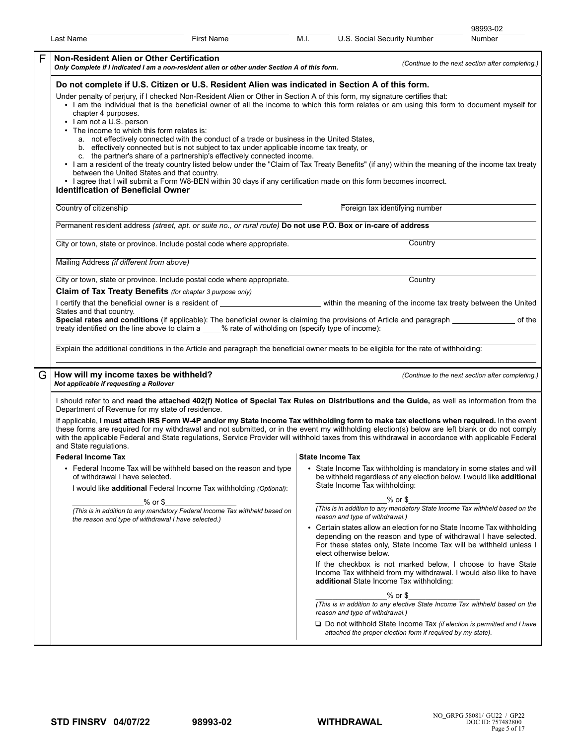Last Name ____ First Name ____ M.I. ____ U.S. Social Security Number ____ 98993-02 Number

## F Non-Resident Alien or Other Certification

***Only Complete if I indicated I am a non-resident alien or other under Section A of this form.*** *(Continue to the next section after completing.)*

**Do not complete if U.S. Citizen or U.S. Resident Alien was indicated in Section A of this form.**

Under penalty of perjury, if I checked Non-Resident Alien or Other in Section A of this form, my signature certifies that:

- I am the individual that is the beneficial owner of all the income to which this form relates or am using this form to document myself for chapter 4 purposes.
- I am not a U.S. person
- The income to which this form relates is:
  a. not effectively connected with the conduct of a trade or business in the United States,
  b. effectively connected but is not subject to tax under applicable income tax treaty, or
  c. the partner's share of a partnership's effectively connected income.
- I am a resident of the treaty country listed below under the "Claim of Tax Treaty Benefits" (if any) within the meaning of the income tax treaty between the United States and that country.
- I agree that I will submit a Form W8-BEN within 30 days if any certification made on this form becomes incorrect.

**Identification of Beneficial Owner**

Country of citizenship ____ Foreign tax identifying number ____

Permanent resident address *(street, apt. or suite no., or rural route)* **Do not use P.O. Box or in-care of address**

City or town, state or province. Include postal code where appropriate. ____ Country ____

Mailing Address *(if different from above)*

City or town, state or province. Include postal code where appropriate. ____ Country ____

**Claim of Tax Treaty Benefits** *(for chapter 3 purpose only)*

I certify that the beneficial owner is a resident of ________________ within the meaning of the income tax treaty between the United States and that country.

**Special rates and conditions** (if applicable): The beneficial owner is claiming the provisions of Article and paragraph ____________ of the treaty identified on the line above to claim a ____% rate of witholding on (specify type of income):

Explain the additional conditions in the Article and paragraph the beneficial owner meets to be eligible for the rate of withholding:

## G How will my income taxes be withheld?

***Not applicable if requesting a Rollover*** *(Continue to the next section after completing.)*

I should refer to and **read the attached 402(f) Notice of Special Tax Rules on Distributions and the Guide,** as well as information from the Department of Revenue for my state of residence.

If applicable, **I must attach IRS Form W-4P and/or my State Income Tax withholding form to make tax elections when required.** In the event these forms are required for my withdrawal and not submitted, or in the event my withholding election(s) below are left blank or do not comply with the applicable Federal and State regulations, Service Provider will withhold taxes from this withdrawal in accordance with applicable Federal and State regulations.

**Federal Income Tax**

- Federal Income Tax will be withheld based on the reason and type of withdrawal I have selected.

  I would like **additional** Federal Income Tax withholding *(Optional)*:

  ____________% or $____________

  *(This is in addition to any mandatory Federal Income Tax withheld based on the reason and type of withdrawal I have selected.)*

**State Income Tax**

- State Income Tax withholding is mandatory in some states and will be withheld regardless of any election below. I would like **additional** State Income Tax withholding:

  ____________% or $____________

  *(This is in addition to any mandatory State Income Tax withheld based on the reason and type of withdrawal.)*

- Certain states allow an election for no State Income Tax withholding depending on the reason and type of withdrawal I have selected. For these states only, State Income Tax will be withheld unless I elect otherwise below.

  If the checkbox is not marked below, I choose to have State Income Tax withheld from my withdrawal. I would also like to have **additional** State Income Tax withholding:

  ____________% or $____________

  *(This is in addition to any elective State Income Tax withheld based on the reason and type of withdrawal.)*

  ❑ Do not withhold State Income Tax *(if election is permitted and I have attached the proper election form if required by my state).*

STD FINSRV 04/07/22 98993-02 WITHDRAWAL

NO_GRPG 58081/ GU22 / GP22 DOC ID: 757482800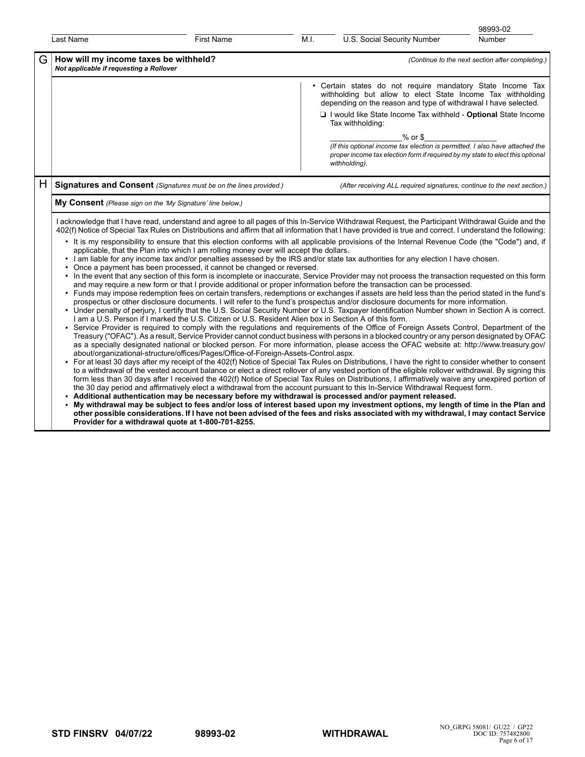| Last Name | First Name | M.I. | U.S. Social Security Number | 98993-02 Number |
|---|---|---|---|---|

## G How will my income taxes be withheld?

***Not applicable if requesting a Rollover***

*(Continue to the next section after completing.)*

- Certain states do not require mandatory State Income Tax withholding but allow to elect State Income Tax withholding depending on the reason and type of withdrawal I have selected.

  ❑ I would like State Income Tax withheld - **Optional** State Income Tax withholding:

  _______________% or $_______________

  *(If this optional income tax election is permitted. I also have attached the proper income tax election form if required by my state to elect this optional withholding).*

## H Signatures and Consent *(Signatures must be on the lines provided.)*

*(After receiving ALL required signatures, continue to the next section.)*

### My Consent *(Please sign on the 'My Signature' line below.)*

I acknowledge that I have read, understand and agree to all pages of this In-Service Withdrawal Request, the Participant Withdrawal Guide and the 402(f) Notice of Special Tax Rules on Distributions and affirm that all information that I have provided is true and correct. I understand the following:

- It is my responsibility to ensure that this election conforms with all applicable provisions of the Internal Revenue Code (the "Code") and, if applicable, that the Plan into which I am rolling money over will accept the dollars.
- I am liable for any income tax and/or penalties assessed by the IRS and/or state tax authorities for any election I have chosen.
- Once a payment has been processed, it cannot be changed or reversed.
- In the event that any section of this form is incomplete or inaccurate, Service Provider may not process the transaction requested on this form and may require a new form or that I provide additional or proper information before the transaction can be processed.
- Funds may impose redemption fees on certain transfers, redemptions or exchanges if assets are held less than the period stated in the fund's prospectus or other disclosure documents. I will refer to the fund's prospectus and/or disclosure documents for more information.
- Under penalty of perjury, I certify that the U.S. Social Security Number or U.S. Taxpayer Identification Number shown in Section A is correct. I am a U.S. Person if I marked the U.S. Citizen or U.S. Resident Alien box in Section A of this form.
- Service Provider is required to comply with the regulations and requirements of the Office of Foreign Assets Control, Department of the Treasury ("OFAC"). As a result, Service Provider cannot conduct business with persons in a blocked country or any person designated by OFAC as a specially designated national or blocked person. For more information, please access the OFAC website at: http://www.treasury.gov/about/organizational-structure/offices/Pages/Office-of-Foreign-Assets-Control.aspx.
- For at least 30 days after my receipt of the 402(f) Notice of Special Tax Rules on Distributions, I have the right to consider whether to consent to a withdrawal of the vested account balance or elect a direct rollover of any vested portion of the eligible rollover withdrawal. By signing this form less than 30 days after I received the 402(f) Notice of Special Tax Rules on Distributions, I affirmatively waive any unexpired portion of the 30 day period and affirmatively elect a withdrawal from the account pursuant to this In-Service Withdrawal Request form.
- **Additional authentication may be necessary before my withdrawal is processed and/or payment released.**
- **My withdrawal may be subject to fees and/or loss of interest based upon my investment options, my length of time in the Plan and other possible considerations. If I have not been advised of the fees and risks associated with my withdrawal, I may contact Service Provider for a withdrawal quote at 1-800-701-8255.**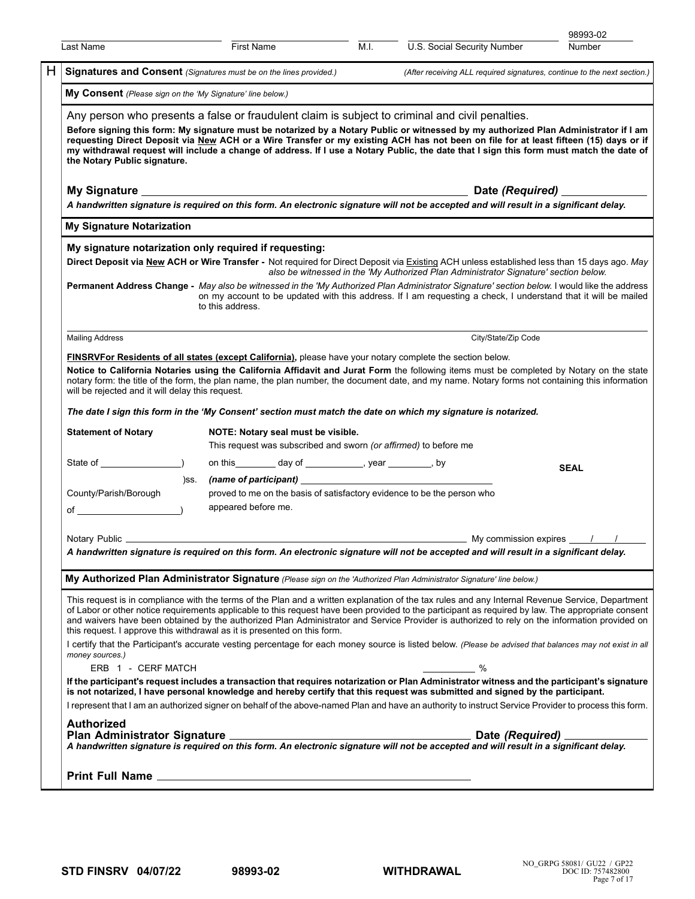Last Name ______ First Name ______ M.I. ______ U.S. Social Security Number ______ 98993-02 Number

## H Signatures and Consent *(Signatures must be on the lines provided.)* *(After receiving ALL required signatures, continue to the next section.)*

### My Consent *(Please sign on the 'My Signature' line below.)*

Any person who presents a false or fraudulent claim is subject to criminal and civil penalties.

**Before signing this form: My signature must be notarized by a Notary Public or witnessed by my authorized Plan Administrator if I am requesting Direct Deposit via New ACH or a Wire Transfer or my existing ACH has not been on file for at least fifteen (15) days or if my withdrawal request will include a change of address. If I use a Notary Public, the date that I sign this form must match the date of the Notary Public signature.**

**My Signature** ______________________________ **Date *(Required)*** ______________

***A handwritten signature is required on this form. An electronic signature will not be accepted and will result in a significant delay.***

### My Signature Notarization

**My signature notarization only required if requesting:**

**Direct Deposit via New ACH or Wire Transfer -** Not required for Direct Deposit via Existing ACH unless established less than 15 days ago. *May also be witnessed in the 'My Authorized Plan Administrator Signature' section below.*

**Permanent Address Change -** *May also be witnessed in the 'My Authorized Plan Administrator Signature' section below.* I would like the address on my account to be updated with this address. If I am requesting a check, I understand that it will be mailed to this address.

______________________________ ______________
Mailing Address City/State/Zip Code

**FINSRVFor Residents of all states (except California),** please have your notary complete the section below.

**Notice to California Notaries using the California Affidavit and Jurat Form** the following items must be completed by Notary on the state notary form: the title of the form, the plan name, the plan number, the document date, and my name. Notary forms not containing this information will be rejected and it will delay this request.

***The date I sign this form in the 'My Consent' section must match the date on which my signature is notarized.***

**Statement of Notary** **NOTE: Notary seal must be visible.**

This request was subscribed and sworn *(or affirmed)* to before me

State of ______________) on this________ day of ___________, year ________, by

)ss. ***(name of participant)*** ______________________________

County/Parish/Borough proved to me on the basis of satisfactory evidence to be the person who

of ____________________) appeared before me.

**SEAL**

Notary Public ______________________________ My commission expires ____/____/______

***A handwritten signature is required on this form. An electronic signature will not be accepted and will result in a significant delay.***

### My Authorized Plan Administrator Signature *(Please sign on the 'Authorized Plan Administrator Signature' line below.)*

This request is in compliance with the terms of the Plan and a written explanation of the tax rules and any Internal Revenue Service, Department of Labor or other notice requirements applicable to this request have been provided to the participant as required by law. The appropriate consent and waivers have been obtained by the authorized Plan Administrator and Service Provider is authorized to rely on the information provided on this request. I approve this withdrawal as it is presented on this form.

I certify that the Participant's accurate vesting percentage for each money source is listed below. *(Please be advised that balances may not exist in all money sources.)*

ERB 1 - CERF MATCH __________ %

**If the participant's request includes a transaction that requires notarization or Plan Administrator witness and the participant's signature is not notarized, I have personal knowledge and hereby certify that this request was submitted and signed by the participant.**

I represent that I am an authorized signer on behalf of the above-named Plan and have an authority to instruct Service Provider to process this form.

**Authorized Plan Administrator Signature** ______________________________ **Date *(Required)*** ______________

***A handwritten signature is required on this form. An electronic signature will not be accepted and will result in a significant delay.***

**Print Full Name** ______________________________

STD FINSRV 04/07/22 98993-02 WITHDRAWAL NO_GRPG 58081/ GU22 / GP22 DOC ID: 757482800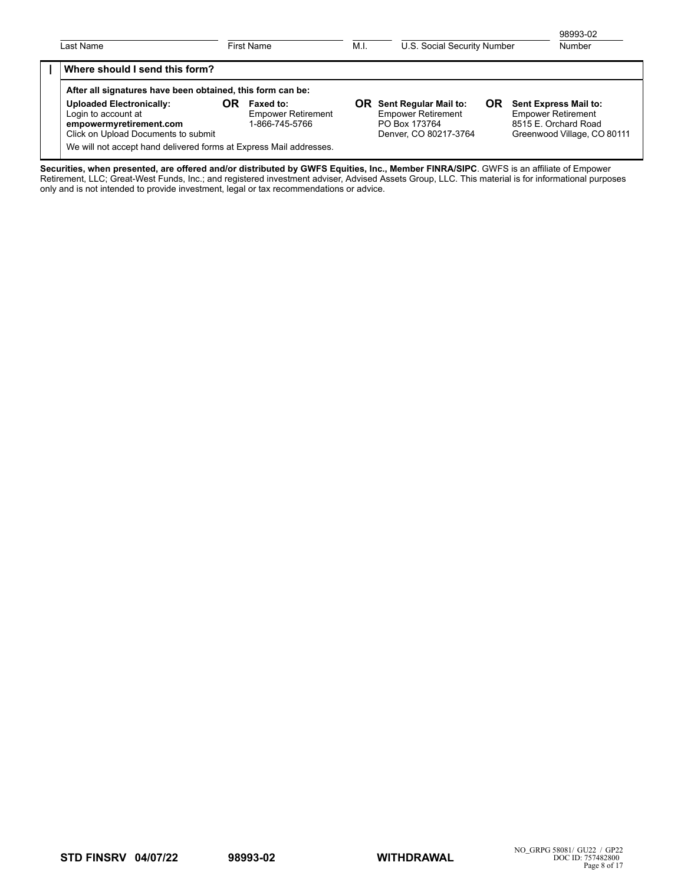| Last Name | First Name | M.I. | U.S. Social Security Number | 98993-02<br>Number |
|---|---|---|---|---|

## Where should I send this form?

**After all signatures have been obtained, this form can be:**

| **Uploaded Electronically:**<br>Login to account at<br>**empowermyretirement.com**<br>Click on Upload Documents to submit | **OR** | **Faxed to:**<br>Empower Retirement<br>1-866-745-5766 | **OR** | **Sent Regular Mail to:**<br>Empower Retirement<br>PO Box 173764<br>Denver, CO 80217-3764 | **OR** | **Sent Express Mail to:**<br>Empower Retirement<br>8515 E. Orchard Road<br>Greenwood Village, CO 80111 |
|---|---|---|---|---|---|---|

We will not accept hand delivered forms at Express Mail addresses.

**Securities, when presented, are offered and/or distributed by GWFS Equities, Inc., Member FINRA/SIPC**. GWFS is an affiliate of Empower Retirement, LLC; Great-West Funds, Inc.; and registered investment adviser, Advised Assets Group, LLC. This material is for informational purposes only and is not intended to provide investment, legal or tax recommendations or advice.

**STD FINSRV 04/07/22** **98993-02** **WITHDRAWAL**

NO_GRPG 58081/ GU22 / GP22
DOC ID: 757482800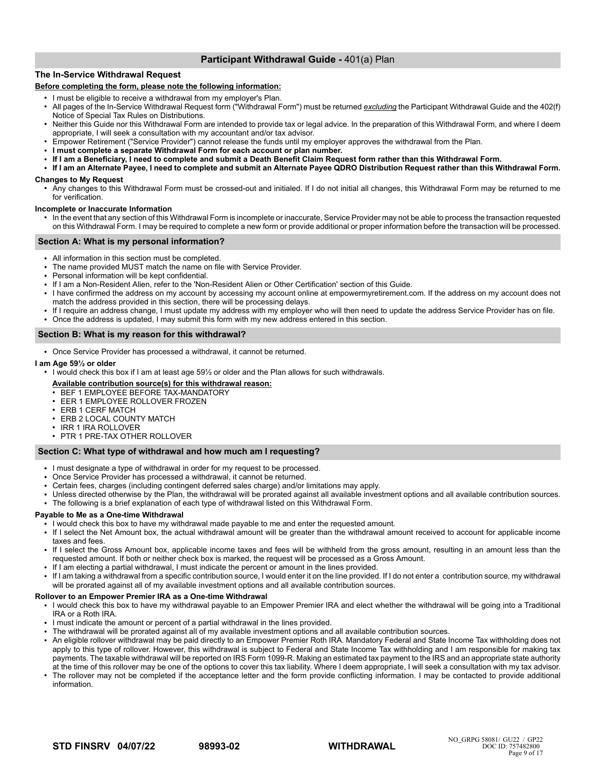## Participant Withdrawal Guide - 401(a) Plan

### The In-Service Withdrawal Request

**Before completing the form, please note the following information:**

- I must be eligible to receive a withdrawal from my employer's Plan.
- All pages of the In-Service Withdrawal Request form ("Withdrawal Form") must be returned *excluding* the Participant Withdrawal Guide and the 402(f) Notice of Special Tax Rules on Distributions.
- Neither this Guide nor this Withdrawal Form are intended to provide tax or legal advice. In the preparation of this Withdrawal Form, and where I deem appropriate, I will seek a consultation with my accountant and/or tax advisor.
- Empower Retirement ("Service Provider") cannot release the funds until my employer approves the withdrawal from the Plan.
- **I must complete a separate Withdrawal Form for each account or plan number.**
- **If I am a Beneficiary, I need to complete and submit a Death Benefit Claim Request form rather than this Withdrawal Form.**
- **If I am an Alternate Payee, I need to complete and submit an Alternate Payee QDRO Distribution Request rather than this Withdrawal Form.**

**Changes to My Request**

- Any changes to this Withdrawal Form must be crossed-out and initialed. If I do not initial all changes, this Withdrawal Form may be returned to me for verification.

**Incomplete or Inaccurate Information**

- In the event that any section of this Withdrawal Form is incomplete or inaccurate, Service Provider may not be able to process the transaction requested on this Withdrawal Form. I may be required to complete a new form or provide additional or proper information before the transaction will be processed.

### Section A: What is my personal information?

- All information in this section must be completed.
- The name provided MUST match the name on file with Service Provider.
- Personal information will be kept confidential.
- If I am a Non-Resident Alien, refer to the 'Non-Resident Alien or Other Certification' section of this Guide.
- I have confirmed the address on my account by accessing my account online at empowermyretirement.com. If the address on my account does not match the address provided in this section, there will be processing delays.
- If I require an address change, I must update my address with my employer who will then need to update the address Service Provider has on file.
- Once the address is updated, I may submit this form with my new address entered in this section.

### Section B: What is my reason for this withdrawal?

- Once Service Provider has processed a withdrawal, it cannot be returned.

**I am Age 59½ or older**

- I would check this box if I am at least age 59½ or older and the Plan allows for such withdrawals.

**Available contribution source(s) for this withdrawal reason:**

- BEF 1 EMPLOYEE BEFORE TAX-MANDATORY
- EER 1 EMPLOYEE ROLLOVER FROZEN
- ERB 1 CERF MATCH
- ERB 2 LOCAL COUNTY MATCH
- IRR 1 IRA ROLLOVER
- PTR 1 PRE-TAX OTHER ROLLOVER

### Section C: What type of withdrawal and how much am I requesting?

- I must designate a type of withdrawal in order for my request to be processed.
- Once Service Provider has processed a withdrawal, it cannot be returned.
- Certain fees, charges (including contingent deferred sales charge) and/or limitations may apply.
- Unless directed otherwise by the Plan, the withdrawal will be prorated against all available investment options and all available contribution sources.
- The following is a brief explanation of each type of withdrawal listed on this Withdrawal Form.

**Payable to Me as a One-time Withdrawal**

- I would check this box to have my withdrawal made payable to me and enter the requested amount.
- If I select the Net Amount box, the actual withdrawal amount will be greater than the withdrawal amount received to account for applicable income taxes and fees.
- If I select the Gross Amount box, applicable income taxes and fees will be withheld from the gross amount, resulting in an amount less than the requested amount. If both or neither check box is marked, the request will be processed as a Gross Amount.
- If I am electing a partial withdrawal, I must indicate the percent or amount in the lines provided.
- If I am taking a withdrawal from a specific contribution source, I would enter it on the line provided. If I do not enter a contribution source, my withdrawal will be prorated against all of my available investment options and all available contribution sources.

**Rollover to an Empower Premier IRA as a One-time Withdrawal**

- I would check this box to have my withdrawal payable to an Empower Premier IRA and elect whether the withdrawal will be going into a Traditional IRA or a Roth IRA.
- I must indicate the amount or percent of a partial withdrawal in the lines provided.
- The withdrawal will be prorated against all of my available investment options and all available contribution sources.
- An eligible rollover withdrawal may be paid directly to an Empower Premier Roth IRA. Mandatory Federal and State Income Tax withholding does not apply to this type of rollover. However, this withdrawal is subject to Federal and State Income Tax withholding and I am responsible for making tax payments. The taxable withdrawal will be reported on IRS Form 1099-R. Making an estimated tax payment to the IRS and an appropriate state authority at the time of this rollover may be one of the options to cover this tax liability. Where I deem appropriate, I will seek a consultation with my tax advisor.
- The rollover may not be completed if the acceptance letter and the form provide conflicting information. I may be contacted to provide additional information.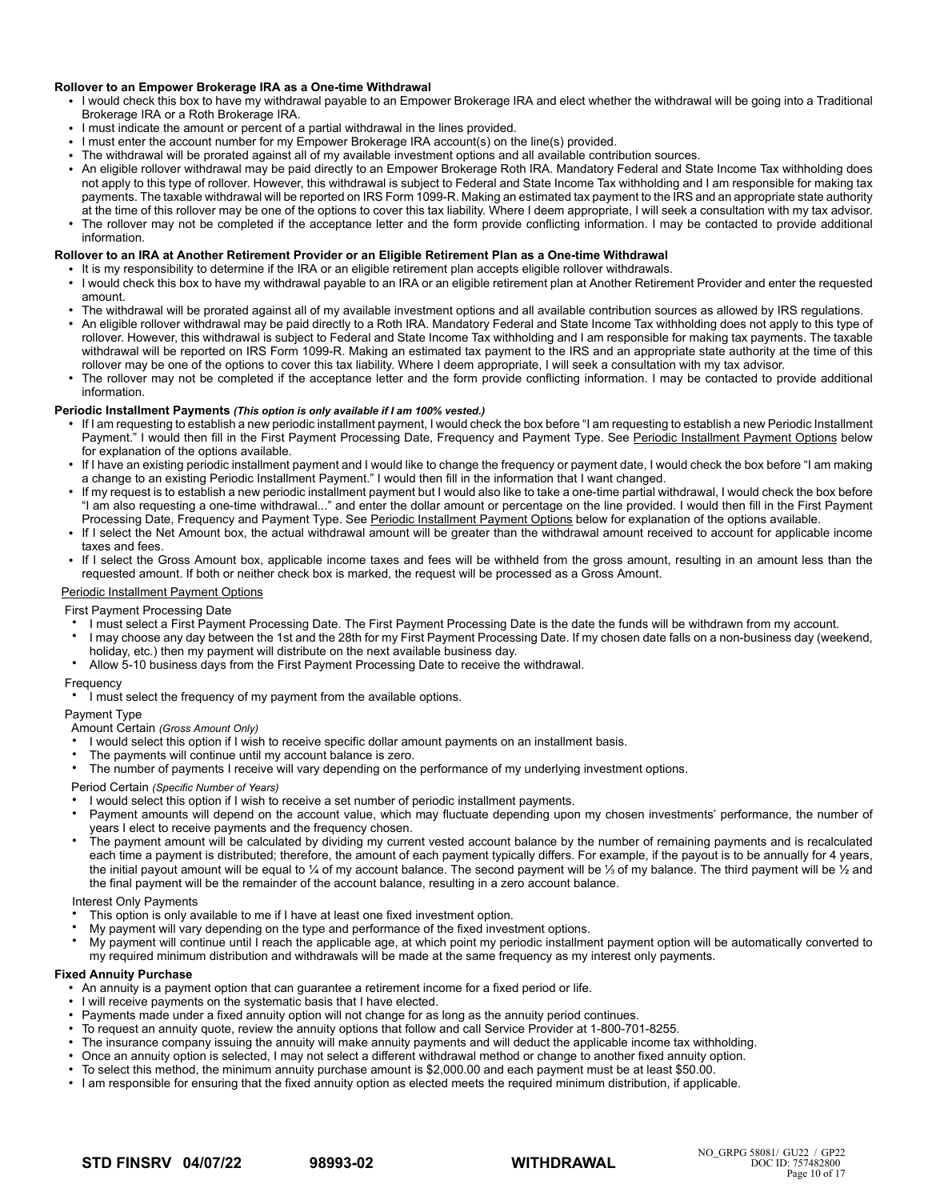**Rollover to an Empower Brokerage IRA as a One-time Withdrawal**

- I would check this box to have my withdrawal payable to an Empower Brokerage IRA and elect whether the withdrawal will be going into a Traditional Brokerage IRA or a Roth Brokerage IRA.
- I must indicate the amount or percent of a partial withdrawal in the lines provided.
- I must enter the account number for my Empower Brokerage IRA account(s) on the line(s) provided.
- The withdrawal will be prorated against all of my available investment options and all available contribution sources.
- An eligible rollover withdrawal may be paid directly to an Empower Brokerage Roth IRA. Mandatory Federal and State Income Tax withholding does not apply to this type of rollover. However, this withdrawal is subject to Federal and State Income Tax withholding and I am responsible for making tax payments. The taxable withdrawal will be reported on IRS Form 1099-R. Making an estimated tax payment to the IRS and an appropriate state authority at the time of this rollover may be one of the options to cover this tax liability. Where I deem appropriate, I will seek a consultation with my tax advisor.
- The rollover may not be completed if the acceptance letter and the form provide conflicting information. I may be contacted to provide additional information.

**Rollover to an IRA at Another Retirement Provider or an Eligible Retirement Plan as a One-time Withdrawal**

- It is my responsibility to determine if the IRA or an eligible retirement plan accepts eligible rollover withdrawals.
- I would check this box to have my withdrawal payable to an IRA or an eligible retirement plan at Another Retirement Provider and enter the requested amount.
- The withdrawal will be prorated against all of my available investment options and all available contribution sources as allowed by IRS regulations.
- An eligible rollover withdrawal may be paid directly to a Roth IRA. Mandatory Federal and State Income Tax withholding does not apply to this type of rollover. However, this withdrawal is subject to Federal and State Income Tax withholding and I am responsible for making tax payments. The taxable withdrawal will be reported on IRS Form 1099-R. Making an estimated tax payment to the IRS and an appropriate state authority at the time of this rollover may be one of the options to cover this tax liability. Where I deem appropriate, I will seek a consultation with my tax advisor.
- The rollover may not be completed if the acceptance letter and the form provide conflicting information. I may be contacted to provide additional information.

**Periodic Installment Payments** ***(This option is only available if I am 100% vested.)***

- If I am requesting to establish a new periodic installment payment, I would check the box before "I am requesting to establish a new Periodic Installment Payment." I would then fill in the First Payment Processing Date, Frequency and Payment Type. See Periodic Installment Payment Options below for explanation of the options available.
- If I have an existing periodic installment payment and I would like to change the frequency or payment date, I would check the box before "I am making a change to an existing Periodic Installment Payment." I would then fill in the information that I want changed.
- If my request is to establish a new periodic installment payment but I would also like to take a one-time partial withdrawal, I would check the box before "I am also requesting a one-time withdrawal..." and enter the dollar amount or percentage on the line provided. I would then fill in the First Payment Processing Date, Frequency and Payment Type. See Periodic Installment Payment Options below for explanation of the options available.
- If I select the Net Amount box, the actual withdrawal amount will be greater than the withdrawal amount received to account for applicable income taxes and fees.
- If I select the Gross Amount box, applicable income taxes and fees will be withheld from the gross amount, resulting in an amount less than the requested amount. If both or neither check box is marked, the request will be processed as a Gross Amount.

Periodic Installment Payment Options

First Payment Processing Date

- I must select a First Payment Processing Date. The First Payment Processing Date is the date the funds will be withdrawn from my account.
- I may choose any day between the 1st and the 28th for my First Payment Processing Date. If my chosen date falls on a non-business day (weekend, holiday, etc.) then my payment will distribute on the next available business day.
- Allow 5-10 business days from the First Payment Processing Date to receive the withdrawal.

Frequency

- I must select the frequency of my payment from the available options.

Payment Type

Amount Certain *(Gross Amount Only)*

- I would select this option if I wish to receive specific dollar amount payments on an installment basis.
- The payments will continue until my account balance is zero.
- The number of payments I receive will vary depending on the performance of my underlying investment options.

Period Certain *(Specific Number of Years)*

- I would select this option if I wish to receive a set number of periodic installment payments.
- Payment amounts will depend on the account value, which may fluctuate depending upon my chosen investments' performance, the number of years I elect to receive payments and the frequency chosen.
- The payment amount will be calculated by dividing my current vested account balance by the number of remaining payments and is recalculated each time a payment is distributed; therefore, the amount of each payment typically differs. For example, if the payout is to be annually for 4 years, the initial payout amount will be equal to ¼ of my account balance. The second payment will be ⅓ of my balance. The third payment will be ½ and the final payment will be the remainder of the account balance, resulting in a zero account balance.

Interest Only Payments

- This option is only available to me if I have at least one fixed investment option.
- My payment will vary depending on the type and performance of the fixed investment options.
- My payment will continue until I reach the applicable age, at which point my periodic installment payment option will be automatically converted to my required minimum distribution and withdrawals will be made at the same frequency as my interest only payments.

**Fixed Annuity Purchase**

- An annuity is a payment option that can guarantee a retirement income for a fixed period or life.
- I will receive payments on the systematic basis that I have elected.
- Payments made under a fixed annuity option will not change for as long as the annuity period continues.
- To request an annuity quote, review the annuity options that follow and call Service Provider at 1-800-701-8255.
- The insurance company issuing the annuity will make annuity payments and will deduct the applicable income tax withholding.
- Once an annuity option is selected, I may not select a different withdrawal method or change to another fixed annuity option.
- To select this method, the minimum annuity purchase amount is $2,000.00 and each payment must be at least $50.00.
- I am responsible for ensuring that the fixed annuity option as elected meets the required minimum distribution, if applicable.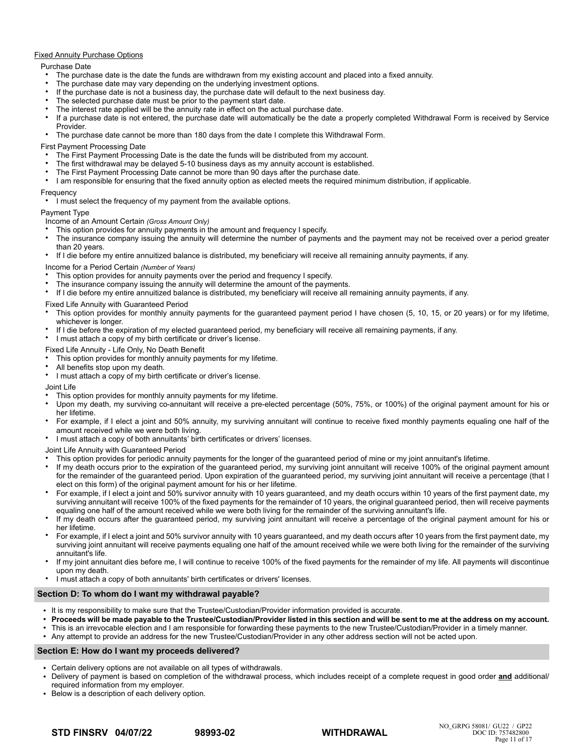Fixed Annuity Purchase Options

Purchase Date

- The purchase date is the date the funds are withdrawn from my existing account and placed into a fixed annuity.
- The purchase date may vary depending on the underlying investment options.
- If the purchase date is not a business day, the purchase date will default to the next business day.
- The selected purchase date must be prior to the payment start date.
- The interest rate applied will be the annuity rate in effect on the actual purchase date.
- If a purchase date is not entered, the purchase date will automatically be the date a properly completed Withdrawal Form is received by Service Provider.
- The purchase date cannot be more than 180 days from the date I complete this Withdrawal Form.

First Payment Processing Date

- The First Payment Processing Date is the date the funds will be distributed from my account.
- The first withdrawal may be delayed 5-10 business days as my annuity account is established.
- The First Payment Processing Date cannot be more than 90 days after the purchase date.
- I am responsible for ensuring that the fixed annuity option as elected meets the required minimum distribution, if applicable.

Frequency

- I must select the frequency of my payment from the available options.

Payment Type

Income of an Amount Certain *(Gross Amount Only)*

- This option provides for annuity payments in the amount and frequency I specify.
- The insurance company issuing the annuity will determine the number of payments and the payment may not be received over a period greater than 20 years.
- If I die before my entire annuitized balance is distributed, my beneficiary will receive all remaining annuity payments, if any.

Income for a Period Certain *(Number of Years)*

- This option provides for annuity payments over the period and frequency I specify.
- The insurance company issuing the annuity will determine the amount of the payments.
- If I die before my entire annuitized balance is distributed, my beneficiary will receive all remaining annuity payments, if any.

Fixed Life Annuity with Guaranteed Period

- This option provides for monthly annuity payments for the guaranteed payment period I have chosen (5, 10, 15, or 20 years) or for my lifetime, whichever is longer.
- If I die before the expiration of my elected guaranteed period, my beneficiary will receive all remaining payments, if any.
- I must attach a copy of my birth certificate or driver's license.

Fixed Life Annuity - Life Only, No Death Benefit

- This option provides for monthly annuity payments for my lifetime.
- All benefits stop upon my death.
- I must attach a copy of my birth certificate or driver's license.

Joint Life

- This option provides for monthly annuity payments for my lifetime.
- Upon my death, my surviving co-annuitant will receive a pre-elected percentage (50%, 75%, or 100%) of the original payment amount for his or her lifetime.
- For example, if I elect a joint and 50% annuity, my surviving annuitant will continue to receive fixed monthly payments equaling one half of the amount received while we were both living.
- I must attach a copy of both annuitants' birth certificates or drivers' licenses.

Joint Life Annuity with Guaranteed Period

- This option provides for periodic annuity payments for the longer of the guaranteed period of mine or my joint annuitant's lifetime.
- If my death occurs prior to the expiration of the guaranteed period, my surviving joint annuitant will receive 100% of the original payment amount for the remainder of the guaranteed period. Upon expiration of the guaranteed period, my surviving joint annuitant will receive a percentage (that I elect on this form) of the original payment amount for his or her lifetime.
- For example, if I elect a joint and 50% survivor annuity with 10 years guaranteed, and my death occurs within 10 years of the first payment date, my surviving annuitant will receive 100% of the fixed payments for the remainder of 10 years, the original guaranteed period, then will receive payments equaling one half of the amount received while we were both living for the remainder of the surviving annuitant's life.
- If my death occurs after the guaranteed period, my surviving joint annuitant will receive a percentage of the original payment amount for his or her lifetime.
- For example, if I elect a joint and 50% survivor annuity with 10 years guaranteed, and my death occurs after 10 years from the first payment date, my surviving joint annuitant will receive payments equaling one half of the amount received while we were both living for the remainder of the surviving annuitant's life.
- If my joint annuitant dies before me, I will continue to receive 100% of the fixed payments for the remainder of my life. All payments will discontinue upon my death.
- I must attach a copy of both annuitants' birth certificates or drivers' licenses.

## Section D: To whom do I want my withdrawal payable?

- It is my responsibility to make sure that the Trustee/Custodian/Provider information provided is accurate.
- **Proceeds will be made payable to the Trustee/Custodian/Provider listed in this section and will be sent to me at the address on my account.**
- This is an irrevocable election and I am responsible for forwarding these payments to the new Trustee/Custodian/Provider in a timely manner.
- Any attempt to provide an address for the new Trustee/Custodian/Provider in any other address section will not be acted upon.

## Section E: How do I want my proceeds delivered?

- Certain delivery options are not available on all types of withdrawals.
- Delivery of payment is based on completion of the withdrawal process, which includes receipt of a complete request in good order **and** additional/required information from my employer.
- Below is a description of each delivery option.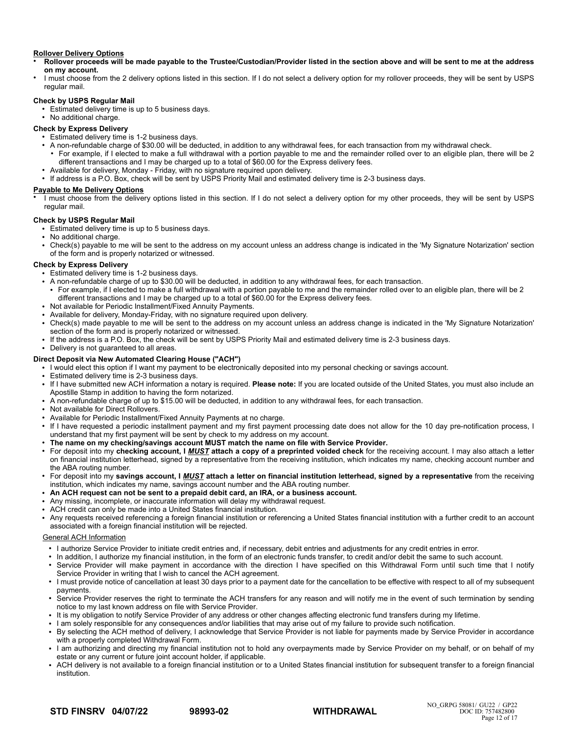## Rollover Delivery Options

- **Rollover proceeds will be made payable to the Trustee/Custodian/Provider listed in the section above and will be sent to me at the address on my account.**
- I must choose from the 2 delivery options listed in this section. If I do not select a delivery option for my rollover proceeds, they will be sent by USPS regular mail.

**Check by USPS Regular Mail**

- Estimated delivery time is up to 5 business days.
- No additional charge.

**Check by Express Delivery**

- Estimated delivery time is 1-2 business days.
- A non-refundable charge of $30.00 will be deducted, in addition to any withdrawal fees, for each transaction from my withdrawal check.
  - For example, if I elected to make a full withdrawal with a portion payable to me and the remainder rolled over to an eligible plan, there will be 2 different transactions and I may be charged up to a total of $60.00 for the Express delivery fees.
- Available for delivery, Monday - Friday, with no signature required upon delivery.
- If address is a P.O. Box, check will be sent by USPS Priority Mail and estimated delivery time is 2-3 business days.

## Payable to Me Delivery Options

- I must choose from the delivery options listed in this section. If I do not select a delivery option for my other proceeds, they will be sent by USPS regular mail.

**Check by USPS Regular Mail**

- Estimated delivery time is up to 5 business days.
- No additional charge.
- Check(s) payable to me will be sent to the address on my account unless an address change is indicated in the 'My Signature Notarization' section of the form and is properly notarized or witnessed.

**Check by Express Delivery**

- Estimated delivery time is 1-2 business days.
- A non-refundable charge of up to $30.00 will be deducted, in addition to any withdrawal fees, for each transaction.
  - For example, if I elected to make a full withdrawal with a portion payable to me and the remainder rolled over to an eligible plan, there will be 2 different transactions and I may be charged up to a total of $60.00 for the Express delivery fees.
- Not available for Periodic Installment/Fixed Annuity Payments.
- Available for delivery, Monday-Friday, with no signature required upon delivery.
- Check(s) made payable to me will be sent to the address on my account unless an address change is indicated in the 'My Signature Notarization' section of the form and is properly notarized or witnessed.
- If the address is a P.O. Box, the check will be sent by USPS Priority Mail and estimated delivery time is 2-3 business days.
- Delivery is not guaranteed to all areas.

**Direct Deposit via New Automated Clearing House ("ACH")**

- I would elect this option if I want my payment to be electronically deposited into my personal checking or savings account.
- Estimated delivery time is 2-3 business days.
- If I have submitted new ACH information a notary is required. **Please note:** If you are located outside of the United States, you must also include an Apostille Stamp in addition to having the form notarized.
- A non-refundable charge of up to $15.00 will be deducted, in addition to any withdrawal fees, for each transaction.
- Not available for Direct Rollovers.
- Available for Periodic Installment/Fixed Annuity Payments at no charge.
- If I have requested a periodic installment payment and my first payment processing date does not allow for the 10 day pre-notification process, I understand that my first payment will be sent by check to my address on my account.
- **The name on my checking/savings account MUST match the name on file with Service Provider.**
- For deposit into my **checking account, I _**MUST**_ attach a copy of a preprinted voided check** for the receiving account. I may also attach a letter on financial institution letterhead, signed by a representative from the receiving institution, which indicates my name, checking account number and the ABA routing number.
- For deposit into my **savings account, I _**MUST**_ attach a letter on financial institution letterhead, signed by a representative** from the receiving institution, which indicates my name, savings account number and the ABA routing number.
- **An ACH request can not be sent to a prepaid debit card, an IRA, or a business account.**
- Any missing, incomplete, or inaccurate information will delay my withdrawal request.
- ACH credit can only be made into a United States financial institution.
- Any requests received referencing a foreign financial institution or referencing a United States financial institution with a further credit to an account associated with a foreign financial institution will be rejected.

General ACH Information

- I authorize Service Provider to initiate credit entries and, if necessary, debit entries and adjustments for any credit entries in error.
- In addition, I authorize my financial institution, in the form of an electronic funds transfer, to credit and/or debit the same to such account.
- Service Provider will make payment in accordance with the direction I have specified on this Withdrawal Form until such time that I notify Service Provider in writing that I wish to cancel the ACH agreement.
- I must provide notice of cancellation at least 30 days prior to a payment date for the cancellation to be effective with respect to all of my subsequent payments.
- Service Provider reserves the right to terminate the ACH transfers for any reason and will notify me in the event of such termination by sending notice to my last known address on file with Service Provider.
- It is my obligation to notify Service Provider of any address or other changes affecting electronic fund transfers during my lifetime.
- I am solely responsible for any consequences and/or liabilities that may arise out of my failure to provide such notification.
- By selecting the ACH method of delivery, I acknowledge that Service Provider is not liable for payments made by Service Provider in accordance with a properly completed Withdrawal Form.
- I am authorizing and directing my financial institution not to hold any overpayments made by Service Provider on my behalf, or on behalf of my estate or any current or future joint account holder, if applicable.
- ACH delivery is not available to a foreign financial institution or to a United States financial institution for subsequent transfer to a foreign financial institution.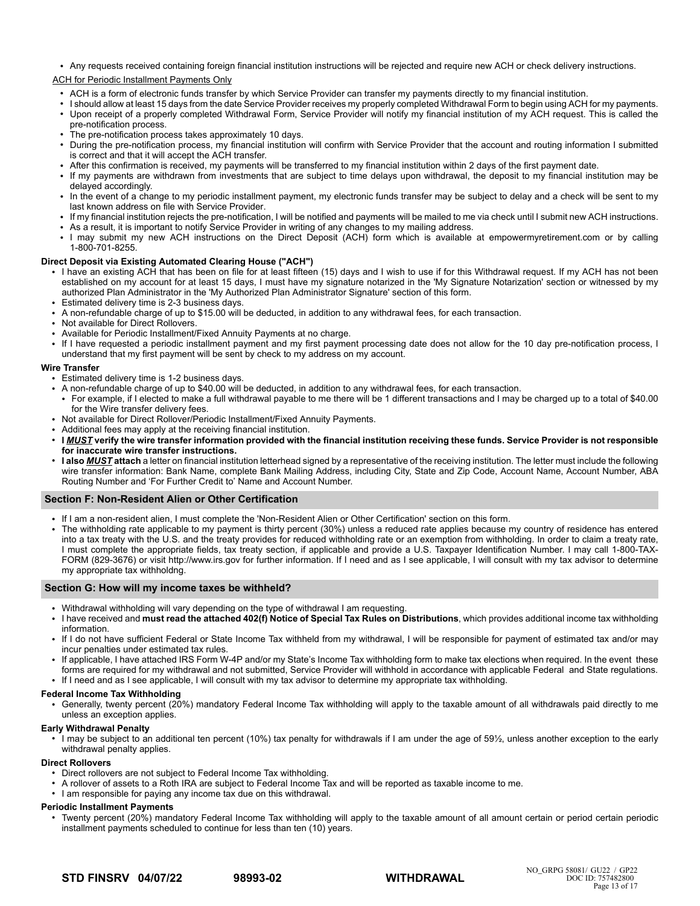- Any requests received containing foreign financial institution instructions will be rejected and require new ACH or check delivery instructions.

ACH for Periodic Installment Payments Only

- ACH is a form of electronic funds transfer by which Service Provider can transfer my payments directly to my financial institution.
- I should allow at least 15 days from the date Service Provider receives my properly completed Withdrawal Form to begin using ACH for my payments.
- Upon receipt of a properly completed Withdrawal Form, Service Provider will notify my financial institution of my ACH request. This is called the pre-notification process.
- The pre-notification process takes approximately 10 days.
- During the pre-notification process, my financial institution will confirm with Service Provider that the account and routing information I submitted is correct and that it will accept the ACH transfer.
- After this confirmation is received, my payments will be transferred to my financial institution within 2 days of the first payment date.
- If my payments are withdrawn from investments that are subject to time delays upon withdrawal, the deposit to my financial institution may be delayed accordingly.
- In the event of a change to my periodic installment payment, my electronic funds transfer may be subject to delay and a check will be sent to my last known address on file with Service Provider.
- If my financial institution rejects the pre-notification, I will be notified and payments will be mailed to me via check until I submit new ACH instructions.
- As a result, it is important to notify Service Provider in writing of any changes to my mailing address.
- I may submit my new ACH instructions on the Direct Deposit (ACH) form which is available at empowermyretirement.com or by calling 1-800-701-8255.

**Direct Deposit via Existing Automated Clearing House ("ACH")**

- I have an existing ACH that has been on file for at least fifteen (15) days and I wish to use if for this Withdrawal request. If my ACH has not been established on my account for at least 15 days, I must have my signature notarized in the 'My Signature Notarization' section or witnessed by my authorized Plan Administrator in the 'My Authorized Plan Administrator Signature' section of this form.
- Estimated delivery time is 2-3 business days.
- A non-refundable charge of up to $15.00 will be deducted, in addition to any withdrawal fees, for each transaction.
- Not available for Direct Rollovers.
- Available for Periodic Installment/Fixed Annuity Payments at no charge.
- If I have requested a periodic installment payment and my first payment processing date does not allow for the 10 day pre-notification process, I understand that my first payment will be sent by check to my address on my account.

**Wire Transfer**

- Estimated delivery time is 1-2 business days.
- A non-refundable charge of up to $40.00 will be deducted, in addition to any withdrawal fees, for each transaction.
  - For example, if I elected to make a full withdrawal payable to me there will be 1 different transactions and I may be charged up to a total of $40.00 for the Wire transfer delivery fees.
- Not available for Direct Rollover/Periodic Installment/Fixed Annuity Payments.
- Additional fees may apply at the receiving financial institution.
- **I *MUST* verify the wire transfer information provided with the financial institution receiving these funds. Service Provider is not responsible for inaccurate wire transfer instructions.**
- **I also *MUST* attach** a letter on financial institution letterhead signed by a representative of the receiving institution. The letter must include the following wire transfer information: Bank Name, complete Bank Mailing Address, including City, State and Zip Code, Account Name, Account Number, ABA Routing Number and 'For Further Credit to' Name and Account Number.

## Section F: Non-Resident Alien or Other Certification

- If I am a non-resident alien, I must complete the 'Non-Resident Alien or Other Certification' section on this form.
- The withholding rate applicable to my payment is thirty percent (30%) unless a reduced rate applies because my country of residence has entered into a tax treaty with the U.S. and the treaty provides for reduced withholding rate or an exemption from withholding. In order to claim a treaty rate, I must complete the appropriate fields, tax treaty section, if applicable and provide a U.S. Taxpayer Identification Number. I may call 1-800-TAX-FORM (829-3676) or visit http://www.irs.gov for further information. If I need and as I see applicable, I will consult with my tax advisor to determine my appropriate tax withholdng.

## Section G: How will my income taxes be withheld?

- Withdrawal withholding will vary depending on the type of withdrawal I am requesting.
- I have received and **must read the attached 402(f) Notice of Special Tax Rules on Distributions**, which provides additional income tax withholding information.
- If I do not have sufficient Federal or State Income Tax withheld from my withdrawal, I will be responsible for payment of estimated tax and/or may incur penalties under estimated tax rules.
- If applicable, I have attached IRS Form W-4P and/or my State's Income Tax withholding form to make tax elections when required. In the event these forms are required for my withdrawal and not submitted, Service Provider will withhold in accordance with applicable Federal and State regulations.
- If I need and as I see applicable, I will consult with my tax advisor to determine my appropriate tax withholding.

**Federal Income Tax Withholding**

- Generally, twenty percent (20%) mandatory Federal Income Tax withholding will apply to the taxable amount of all withdrawals paid directly to me unless an exception applies.

**Early Withdrawal Penalty**

- I may be subject to an additional ten percent (10%) tax penalty for withdrawals if I am under the age of 59½, unless another exception to the early withdrawal penalty applies.

**Direct Rollovers**

- Direct rollovers are not subject to Federal Income Tax withholding.
- A rollover of assets to a Roth IRA are subject to Federal Income Tax and will be reported as taxable income to me.
- I am responsible for paying any income tax due on this withdrawal.

**Periodic Installment Payments**

- Twenty percent (20%) mandatory Federal Income Tax withholding will apply to the taxable amount of all amount certain or period certain periodic installment payments scheduled to continue for less than ten (10) years.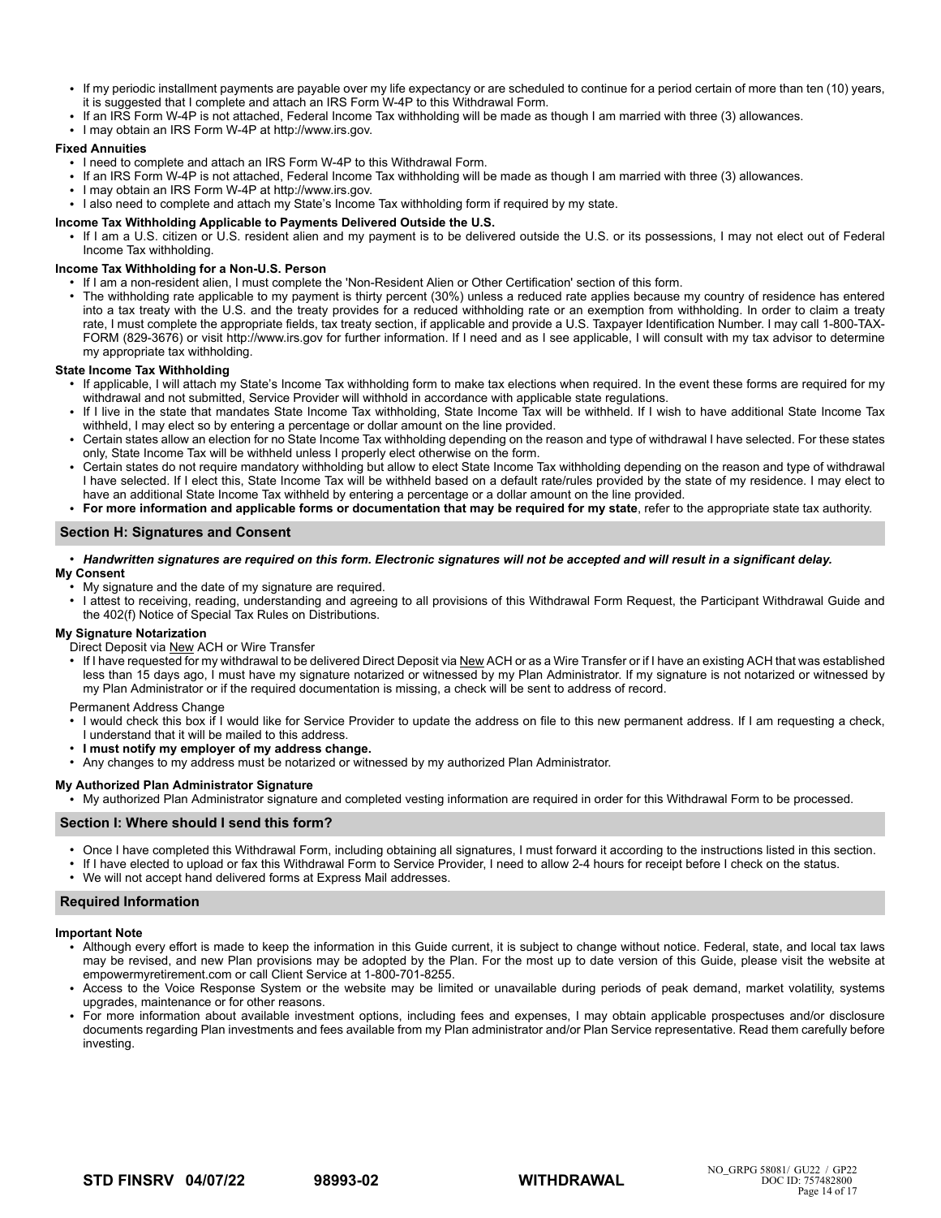- If my periodic installment payments are payable over my life expectancy or are scheduled to continue for a period certain of more than ten (10) years, it is suggested that I complete and attach an IRS Form W-4P to this Withdrawal Form.
- If an IRS Form W-4P is not attached, Federal Income Tax withholding will be made as though I am married with three (3) allowances.
- I may obtain an IRS Form W-4P at http://www.irs.gov.

**Fixed Annuities**

- I need to complete and attach an IRS Form W-4P to this Withdrawal Form.
- If an IRS Form W-4P is not attached, Federal Income Tax withholding will be made as though I am married with three (3) allowances.
- I may obtain an IRS Form W-4P at http://www.irs.gov.
- I also need to complete and attach my State's Income Tax withholding form if required by my state.

**Income Tax Withholding Applicable to Payments Delivered Outside the U.S.**

- If I am a U.S. citizen or U.S. resident alien and my payment is to be delivered outside the U.S. or its possessions, I may not elect out of Federal Income Tax withholding.

**Income Tax Withholding for a Non-U.S. Person**

- If I am a non-resident alien, I must complete the 'Non-Resident Alien or Other Certification' section of this form.
- The withholding rate applicable to my payment is thirty percent (30%) unless a reduced rate applies because my country of residence has entered into a tax treaty with the U.S. and the treaty provides for a reduced withholding rate or an exemption from withholding. In order to claim a treaty rate, I must complete the appropriate fields, tax treaty section, if applicable and provide a U.S. Taxpayer Identification Number. I may call 1-800-TAX-FORM (829-3676) or visit http://www.irs.gov for further information. If I need and as I see applicable, I will consult with my tax advisor to determine my appropriate tax withholding.

**State Income Tax Withholding**

- If applicable, I will attach my State's Income Tax withholding form to make tax elections when required. In the event these forms are required for my withdrawal and not submitted, Service Provider will withhold in accordance with applicable state regulations.
- If I live in the state that mandates State Income Tax withholding, State Income Tax will be withheld. If I wish to have additional State Income Tax withheld, I may elect so by entering a percentage or dollar amount on the line provided.
- Certain states allow an election for no State Income Tax withholding depending on the reason and type of withdrawal I have selected. For these states only, State Income Tax will be withheld unless I properly elect otherwise on the form.
- Certain states do not require mandatory withholding but allow to elect State Income Tax withholding depending on the reason and type of withdrawal I have selected. If I elect this, State Income Tax will be withheld based on a default rate/rules provided by the state of my residence. I may elect to have an additional State Income Tax withheld by entering a percentage or a dollar amount on the line provided.
- **For more information and applicable forms or documentation that may be required for my state**, refer to the appropriate state tax authority.

## Section H: Signatures and Consent

- ***Handwritten signatures are required on this form. Electronic signatures will not be accepted and will result in a significant delay.***

**My Consent**

- My signature and the date of my signature are required.
- I attest to receiving, reading, understanding and agreeing to all provisions of this Withdrawal Form Request, the Participant Withdrawal Guide and the 402(f) Notice of Special Tax Rules on Distributions.

**My Signature Notarization**

Direct Deposit via New ACH or Wire Transfer

- If I have requested for my withdrawal to be delivered Direct Deposit via New ACH or as a Wire Transfer or if I have an existing ACH that was established less than 15 days ago, I must have my signature notarized or witnessed by my Plan Administrator. If my signature is not notarized or witnessed by my Plan Administrator or if the required documentation is missing, a check will be sent to address of record.

Permanent Address Change

- I would check this box if I would like for Service Provider to update the address on file to this new permanent address. If I am requesting a check, I understand that it will be mailed to this address.
- **I must notify my employer of my address change.**
- Any changes to my address must be notarized or witnessed by my authorized Plan Administrator.

**My Authorized Plan Administrator Signature**

- My authorized Plan Administrator signature and completed vesting information are required in order for this Withdrawal Form to be processed.

## Section I: Where should I send this form?

- Once I have completed this Withdrawal Form, including obtaining all signatures, I must forward it according to the instructions listed in this section.
- If I have elected to upload or fax this Withdrawal Form to Service Provider, I need to allow 2-4 hours for receipt before I check on the status.
- We will not accept hand delivered forms at Express Mail addresses.

## Required Information

**Important Note**

- Although every effort is made to keep the information in this Guide current, it is subject to change without notice. Federal, state, and local tax laws may be revised, and new Plan provisions may be adopted by the Plan. For the most up to date version of this Guide, please visit the website at empowermyretirement.com or call Client Service at 1-800-701-8255.
- Access to the Voice Response System or the website may be limited or unavailable during periods of peak demand, market volatility, systems upgrades, maintenance or for other reasons.
- For more information about available investment options, including fees and expenses, I may obtain applicable prospectuses and/or disclosure documents regarding Plan investments and fees available from my Plan administrator and/or Plan Service representative. Read them carefully before investing.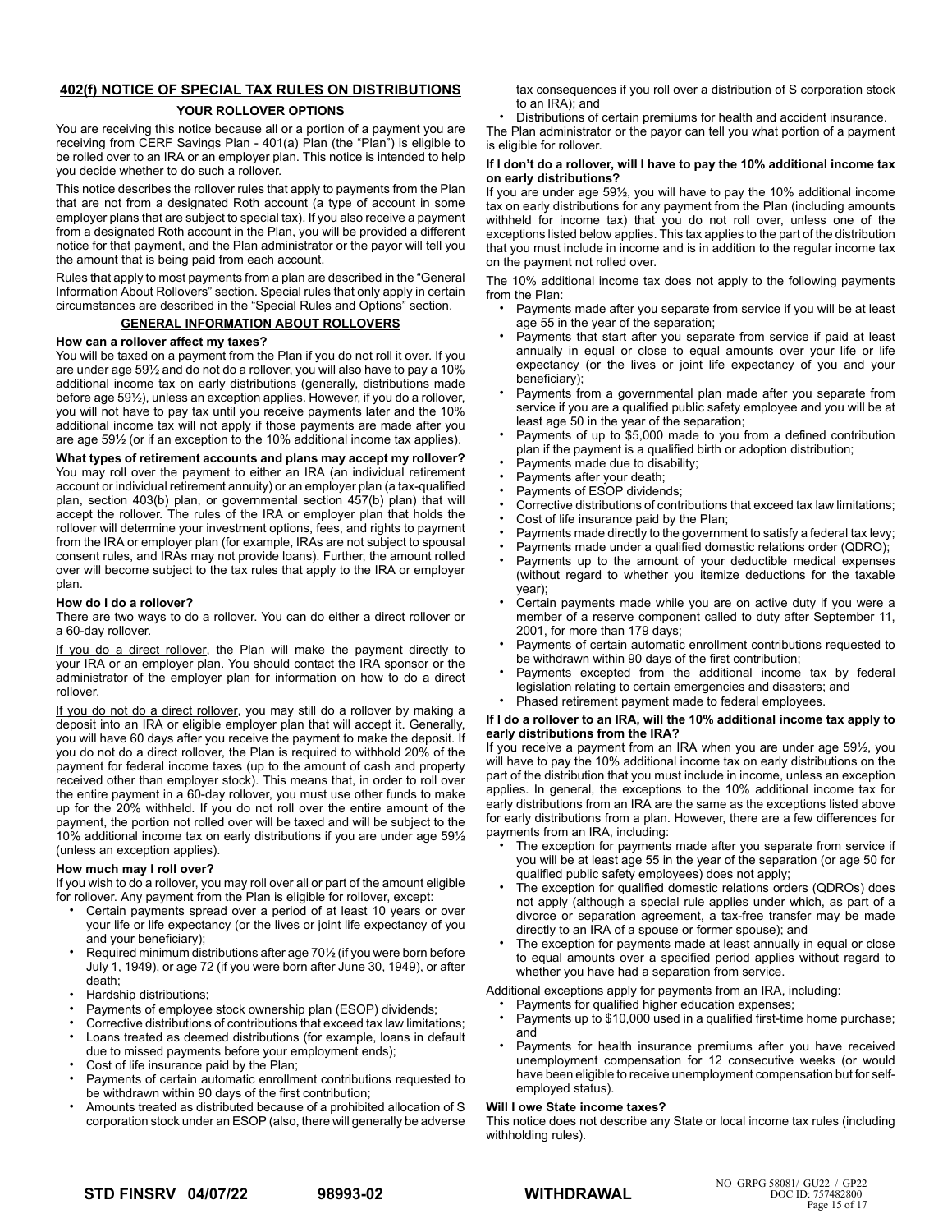## 402(f) NOTICE OF SPECIAL TAX RULES ON DISTRIBUTIONS

### YOUR ROLLOVER OPTIONS

You are receiving this notice because all or a portion of a payment you are receiving from CERF Savings Plan - 401(a) Plan (the "Plan") is eligible to be rolled over to an IRA or an employer plan. This notice is intended to help you decide whether to do such a rollover.

This notice describes the rollover rules that apply to payments from the Plan that are not from a designated Roth account (a type of account in some employer plans that are subject to special tax). If you also receive a payment from a designated Roth account in the Plan, you will be provided a different notice for that payment, and the Plan administrator or the payor will tell you the amount that is being paid from each account.

Rules that apply to most payments from a plan are described in the "General Information About Rollovers" section. Special rules that only apply in certain circumstances are described in the "Special Rules and Options" section.

### GENERAL INFORMATION ABOUT ROLLOVERS

**How can a rollover affect my taxes?**

You will be taxed on a payment from the Plan if you do not roll it over. If you are under age 59½ and do not do a rollover, you will also have to pay a 10% additional income tax on early distributions (generally, distributions made before age 59½), unless an exception applies. However, if you do a rollover, you will not have to pay tax until you receive payments later and the 10% additional income tax will not apply if those payments are made after you are age 59½ (or if an exception to the 10% additional income tax applies).

**What types of retirement accounts and plans may accept my rollover?**

You may roll over the payment to either an IRA (an individual retirement account or individual retirement annuity) or an employer plan (a tax-qualified plan, section 403(b) plan, or governmental section 457(b) plan) that will accept the rollover. The rules of the IRA or employer plan that holds the rollover will determine your investment options, fees, and rights to payment from the IRA or employer plan (for example, IRAs are not subject to spousal consent rules, and IRAs may not provide loans). Further, the amount rolled over will become subject to the tax rules that apply to the IRA or employer plan.

**How do I do a rollover?**

There are two ways to do a rollover. You can do either a direct rollover or a 60-day rollover.

If you do a direct rollover, the Plan will make the payment directly to your IRA or an employer plan. You should contact the IRA sponsor or the administrator of the employer plan for information on how to do a direct rollover.

If you do not do a direct rollover, you may still do a rollover by making a deposit into an IRA or eligible employer plan that will accept it. Generally, you will have 60 days after you receive the payment to make the deposit. If you do not do a direct rollover, the Plan is required to withhold 20% of the payment for federal income taxes (up to the amount of cash and property received other than employer stock). This means that, in order to roll over the entire payment in a 60-day rollover, you must use other funds to make up for the 20% withheld. If you do not roll over the entire amount of the payment, the portion not rolled over will be taxed and will be subject to the 10% additional income tax on early distributions if you are under age 59½ (unless an exception applies).

**How much may I roll over?**

If you wish to do a rollover, you may roll over all or part of the amount eligible for rollover. Any payment from the Plan is eligible for rollover, except:

- Certain payments spread over a period of at least 10 years or over your life or life expectancy (or the lives or joint life expectancy of you and your beneficiary);
- Required minimum distributions after age 70½ (if you were born before July 1, 1949), or age 72 (if you were born after June 30, 1949), or after death;
- Hardship distributions;
- Payments of employee stock ownership plan (ESOP) dividends;
- Corrective distributions of contributions that exceed tax law limitations;
- Loans treated as deemed distributions (for example, loans in default due to missed payments before your employment ends);
- Cost of life insurance paid by the Plan;
- Payments of certain automatic enrollment contributions requested to be withdrawn within 90 days of the first contribution;
- Amounts treated as distributed because of a prohibited allocation of S corporation stock under an ESOP (also, there will generally be adverse tax consequences if you roll over a distribution of S corporation stock to an IRA); and
- Distributions of certain premiums for health and accident insurance.

The Plan administrator or the payor can tell you what portion of a payment is eligible for rollover.

**If I don't do a rollover, will I have to pay the 10% additional income tax on early distributions?**

If you are under age 59½, you will have to pay the 10% additional income tax on early distributions for any payment from the Plan (including amounts withheld for income tax) that you do not roll over, unless one of the exceptions listed below applies. This tax applies to the part of the distribution that you must include in income and is in addition to the regular income tax on the payment not rolled over.

The 10% additional income tax does not apply to the following payments from the Plan:

- Payments made after you separate from service if you will be at least age 55 in the year of the separation;
- Payments that start after you separate from service if paid at least annually in equal or close to equal amounts over your life or life expectancy (or the lives or joint life expectancy of you and your beneficiary);
- Payments from a governmental plan made after you separate from service if you are a qualified public safety employee and you will be at least age 50 in the year of the separation;
- Payments of up to $5,000 made to you from a defined contribution plan if the payment is a qualified birth or adoption distribution;
- Payments made due to disability;
- Payments after your death;
- Payments of ESOP dividends;
- Corrective distributions of contributions that exceed tax law limitations;
- Cost of life insurance paid by the Plan;
- Payments made directly to the government to satisfy a federal tax levy;
- Payments made under a qualified domestic relations order (QDRO);
- Payments up to the amount of your deductible medical expenses (without regard to whether you itemize deductions for the taxable year);
- Certain payments made while you are on active duty if you were a member of a reserve component called to duty after September 11, 2001, for more than 179 days;
- Payments of certain automatic enrollment contributions requested to be withdrawn within 90 days of the first contribution;
- Payments excepted from the additional income tax by federal legislation relating to certain emergencies and disasters; and
- Phased retirement payment made to federal employees.

**If I do a rollover to an IRA, will the 10% additional income tax apply to early distributions from the IRA?**

If you receive a payment from an IRA when you are under age 59½, you will have to pay the 10% additional income tax on early distributions on the part of the distribution that you must include in income, unless an exception applies. In general, the exceptions to the 10% additional income tax for early distributions from an IRA are the same as the exceptions listed above for early distributions from a plan. However, there are a few differences for payments from an IRA, including:

- The exception for payments made after you separate from service if you will be at least age 55 in the year of the separation (or age 50 for qualified public safety employees) does not apply;
- The exception for qualified domestic relations orders (QDROs) does not apply (although a special rule applies under which, as part of a divorce or separation agreement, a tax-free transfer may be made directly to an IRA of a spouse or former spouse); and
- The exception for payments made at least annually in equal or close to equal amounts over a specified period applies without regard to whether you have had a separation from service.

Additional exceptions apply for payments from an IRA, including:

- Payments for qualified higher education expenses;
- Payments up to $10,000 used in a qualified first-time home purchase; and
- Payments for health insurance premiums after you have received unemployment compensation for 12 consecutive weeks (or would have been eligible to receive unemployment compensation but for self-employed status).

**Will I owe State income taxes?**

This notice does not describe any State or local income tax rules (including withholding rules).

STD FINSRV 04/07/22 98993-02 WITHDRAWAL NO_GRPG 58081/ GU22 / GP22 DOC ID: 757482800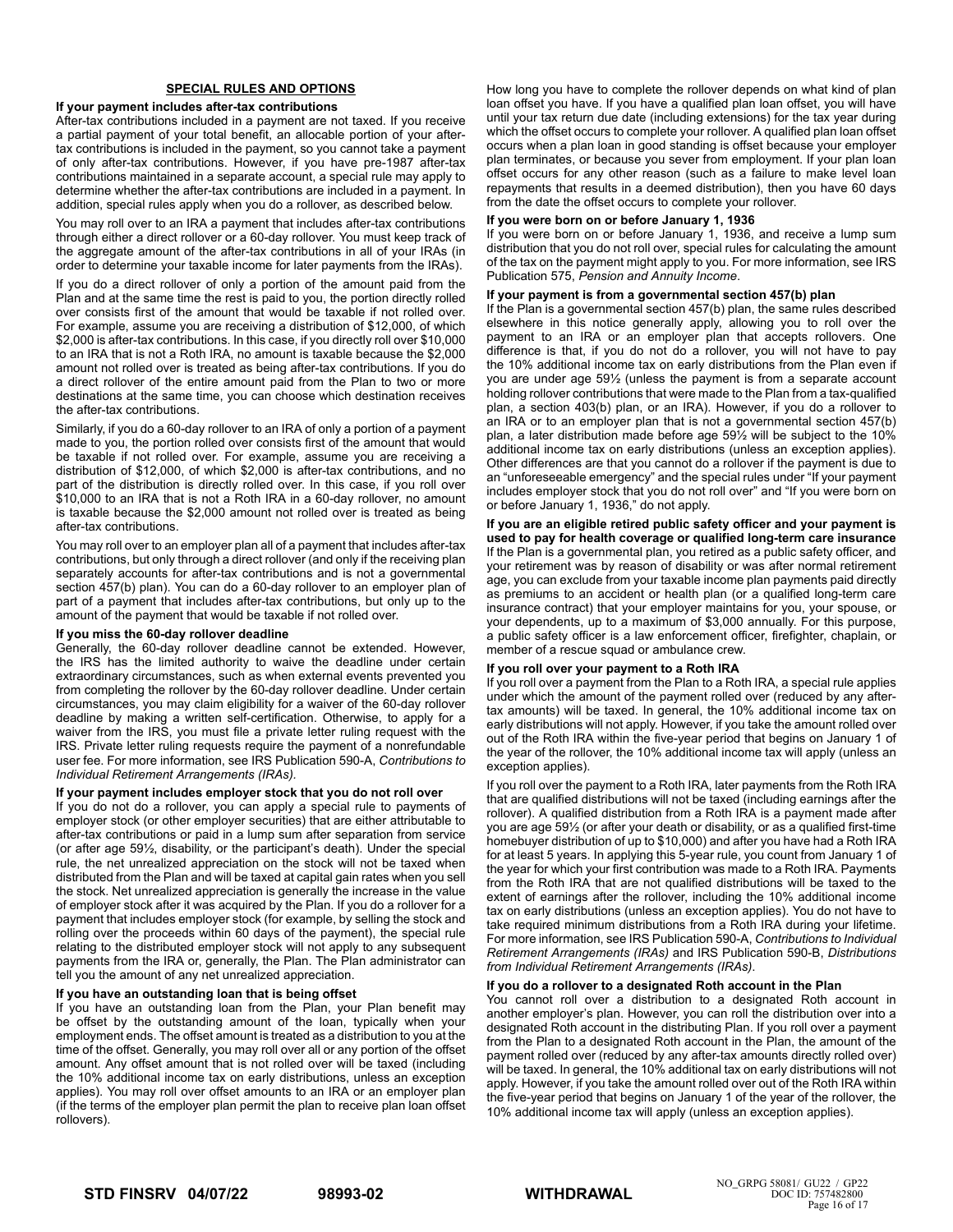## SPECIAL RULES AND OPTIONS

**If your payment includes after-tax contributions**

After-tax contributions included in a payment are not taxed. If you receive a partial payment of your total benefit, an allocable portion of your after-tax contributions is included in the payment, so you cannot take a payment of only after-tax contributions. However, if you have pre-1987 after-tax contributions maintained in a separate account, a special rule may apply to determine whether the after-tax contributions are included in a payment. In addition, special rules apply when you do a rollover, as described below.

You may roll over to an IRA a payment that includes after-tax contributions through either a direct rollover or a 60-day rollover. You must keep track of the aggregate amount of the after-tax contributions in all of your IRAs (in order to determine your taxable income for later payments from the IRAs).

If you do a direct rollover of only a portion of the amount paid from the Plan and at the same time the rest is paid to you, the portion directly rolled over consists first of the amount that would be taxable if not rolled over. For example, assume you are receiving a distribution of $12,000, of which $2,000 is after-tax contributions. In this case, if you directly roll over $10,000 to an IRA that is not a Roth IRA, no amount is taxable because the $2,000 amount not rolled over is treated as being after-tax contributions. If you do a direct rollover of the entire amount paid from the Plan to two or more destinations at the same time, you can choose which destination receives the after-tax contributions.

Similarly, if you do a 60-day rollover to an IRA of only a portion of a payment made to you, the portion rolled over consists first of the amount that would be taxable if not rolled over. For example, assume you are receiving a distribution of $12,000, of which $2,000 is after-tax contributions, and no part of the distribution is directly rolled over. In this case, if you roll over $10,000 to an IRA that is not a Roth IRA in a 60-day rollover, no amount is taxable because the $2,000 amount not rolled over is treated as being after-tax contributions.

You may roll over to an employer plan all of a payment that includes after-tax contributions, but only through a direct rollover (and only if the receiving plan separately accounts for after-tax contributions and is not a governmental section 457(b) plan). You can do a 60-day rollover to an employer plan of part of a payment that includes after-tax contributions, but only up to the amount of the payment that would be taxable if not rolled over.

**If you miss the 60-day rollover deadline**

Generally, the 60-day rollover deadline cannot be extended. However, the IRS has the limited authority to waive the deadline under certain extraordinary circumstances, such as when external events prevented you from completing the rollover by the 60-day rollover deadline. Under certain circumstances, you may claim eligibility for a waiver of the 60-day rollover deadline by making a written self-certification. Otherwise, to apply for a waiver from the IRS, you must file a private letter ruling request with the IRS. Private letter ruling requests require the payment of a nonrefundable user fee. For more information, see IRS Publication 590-A, *Contributions to Individual Retirement Arrangements (IRAs).*

**If your payment includes employer stock that you do not roll over**

If you do not do a rollover, you can apply a special rule to payments of employer stock (or other employer securities) that are either attributable to after-tax contributions or paid in a lump sum after separation from service (or after age 59½, disability, or the participant's death). Under the special rule, the net unrealized appreciation on the stock will not be taxed when distributed from the Plan and will be taxed at capital gain rates when you sell the stock. Net unrealized appreciation is generally the increase in the value of employer stock after it was acquired by the Plan. If you do a rollover for a payment that includes employer stock (for example, by selling the stock and rolling over the proceeds within 60 days of the payment), the special rule relating to the distributed employer stock will not apply to any subsequent payments from the IRA or, generally, the Plan. The Plan administrator can tell you the amount of any net unrealized appreciation.

**If you have an outstanding loan that is being offset**

If you have an outstanding loan from the Plan, your Plan benefit may be offset by the outstanding amount of the loan, typically when your employment ends. The offset amount is treated as a distribution to you at the time of the offset. Generally, you may roll over all or any portion of the offset amount. Any offset amount that is not rolled over will be taxed (including the 10% additional income tax on early distributions, unless an exception applies). You may roll over offset amounts to an IRA or an employer plan (if the terms of the employer plan permit the plan to receive plan loan offset rollovers).

How long you have to complete the rollover depends on what kind of plan loan offset you have. If you have a qualified plan loan offset, you will have until your tax return due date (including extensions) for the tax year during which the offset occurs to complete your rollover. A qualified plan loan offset occurs when a plan loan in good standing is offset because your employer plan terminates, or because you sever from employment. If your plan loan offset occurs for any other reason (such as a failure to make level loan repayments that results in a deemed distribution), then you have 60 days from the date the offset occurs to complete your rollover.

**If you were born on or before January 1, 1936**

If you were born on or before January 1, 1936, and receive a lump sum distribution that you do not roll over, special rules for calculating the amount of the tax on the payment might apply to you. For more information, see IRS Publication 575, *Pension and Annuity Income*.

**If your payment is from a governmental section 457(b) plan**

If the Plan is a governmental section 457(b) plan, the same rules described elsewhere in this notice generally apply, allowing you to roll over the payment to an IRA or an employer plan that accepts rollovers. One difference is that, if you do not do a rollover, you will not have to pay the 10% additional income tax on early distributions from the Plan even if you are under age 59½ (unless the payment is from a separate account holding rollover contributions that were made to the Plan from a tax-qualified plan, a section 403(b) plan, or an IRA). However, if you do a rollover to an IRA or to an employer plan that is not a governmental section 457(b) plan, a later distribution made before age 59½ will be subject to the 10% additional income tax on early distributions (unless an exception applies). Other differences are that you cannot do a rollover if the payment is due to an "unforeseeable emergency" and the special rules under "If your payment includes employer stock that you do not roll over" and "If you were born on or before January 1, 1936," do not apply.

**If you are an eligible retired public safety officer and your payment is used to pay for health coverage or qualified long-term care insurance**

If the Plan is a governmental plan, you retired as a public safety officer, and your retirement was by reason of disability or was after normal retirement age, you can exclude from your taxable income plan payments paid directly as premiums to an accident or health plan (or a qualified long-term care insurance contract) that your employer maintains for you, your spouse, or your dependents, up to a maximum of $3,000 annually. For this purpose, a public safety officer is a law enforcement officer, firefighter, chaplain, or member of a rescue squad or ambulance crew.

**If you roll over your payment to a Roth IRA**

If you roll over a payment from the Plan to a Roth IRA, a special rule applies under which the amount of the payment rolled over (reduced by any after-tax amounts) will be taxed. In general, the 10% additional income tax on early distributions will not apply. However, if you take the amount rolled over out of the Roth IRA within the five-year period that begins on January 1 of the year of the rollover, the 10% additional income tax will apply (unless an exception applies).

If you roll over the payment to a Roth IRA, later payments from the Roth IRA that are qualified distributions will not be taxed (including earnings after the rollover). A qualified distribution from a Roth IRA is a payment made after you are age 59½ (or after your death or disability, or as a qualified first-time homebuyer distribution of up to $10,000) and after you have had a Roth IRA for at least 5 years. In applying this 5-year rule, you count from January 1 of the year for which your first contribution was made to a Roth IRA. Payments from the Roth IRA that are not qualified distributions will be taxed to the extent of earnings after the rollover, including the 10% additional income tax on early distributions (unless an exception applies). You do not have to take required minimum distributions from a Roth IRA during your lifetime. For more information, see IRS Publication 590-A, *Contributions to Individual Retirement Arrangements (IRAs)* and IRS Publication 590-B, *Distributions from Individual Retirement Arrangements (IRAs)*.

**If you do a rollover to a designated Roth account in the Plan**

You cannot roll over a distribution to a designated Roth account in another employer's plan. However, you can roll the distribution over into a designated Roth account in the distributing Plan. If you roll over a payment from the Plan to a designated Roth account in the Plan, the amount of the payment rolled over (reduced by any after-tax amounts directly rolled over) will be taxed. In general, the 10% additional tax on early distributions will not apply. However, if you take the amount rolled over out of the Roth IRA within the five-year period that begins on January 1 of the year of the rollover, the 10% additional income tax will apply (unless an exception applies).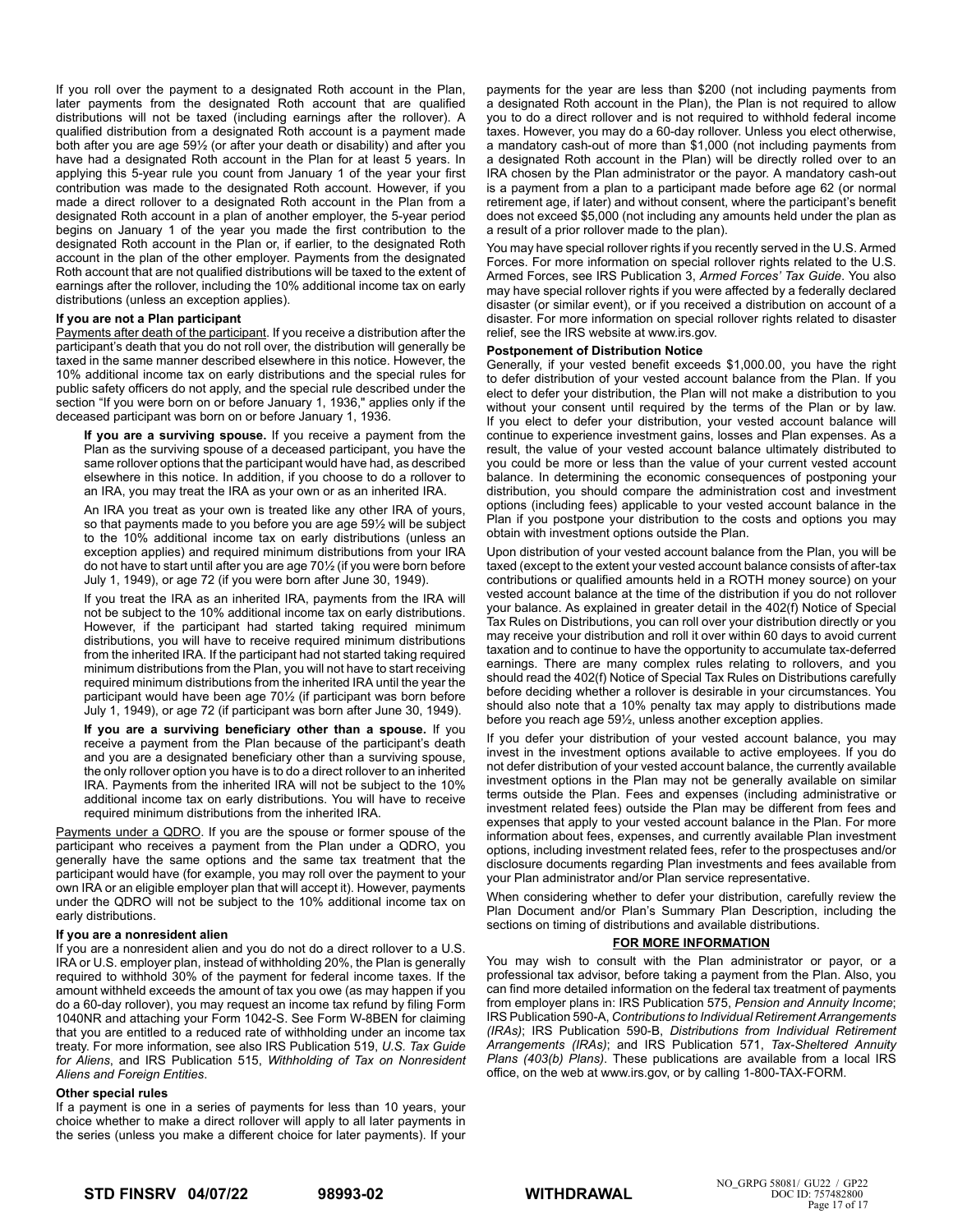If you roll over the payment to a designated Roth account in the Plan, later payments from the designated Roth account that are qualified distributions will not be taxed (including earnings after the rollover). A qualified distribution from a designated Roth account is a payment made both after you are age 59½ (or after your death or disability) and after you have had a designated Roth account in the Plan for at least 5 years. In applying this 5-year rule you count from January 1 of the year your first contribution was made to the designated Roth account. However, if you made a direct rollover to a designated Roth account in the Plan from a designated Roth account in a plan of another employer, the 5-year period begins on January 1 of the year you made the first contribution to the designated Roth account in the Plan or, if earlier, to the designated Roth account in the plan of the other employer. Payments from the designated Roth account that are not qualified distributions will be taxed to the extent of earnings after the rollover, including the 10% additional income tax on early distributions (unless an exception applies).

**If you are not a Plan participant**

Payments after death of the participant. If you receive a distribution after the participant's death that you do not roll over, the distribution will generally be taxed in the same manner described elsewhere in this notice. However, the 10% additional income tax on early distributions and the special rules for public safety officers do not apply, and the special rule described under the section "If you were born on or before January 1, 1936," applies only if the deceased participant was born on or before January 1, 1936.

**If you are a surviving spouse.** If you receive a payment from the Plan as the surviving spouse of a deceased participant, you have the same rollover options that the participant would have had, as described elsewhere in this notice. In addition, if you choose to do a rollover to an IRA, you may treat the IRA as your own or as an inherited IRA.

An IRA you treat as your own is treated like any other IRA of yours, so that payments made to you before you are age 59½ will be subject to the 10% additional income tax on early distributions (unless an exception applies) and required minimum distributions from your IRA do not have to start until after you are age 70½ (if you were born before July 1, 1949), or age 72 (if you were born after June 30, 1949).

If you treat the IRA as an inherited IRA, payments from the IRA will not be subject to the 10% additional income tax on early distributions. However, if the participant had started taking required minimum distributions, you will have to receive required minimum distributions from the inherited IRA. If the participant had not started taking required minimum distributions from the Plan, you will not have to start receiving required minimum distributions from the inherited IRA until the year the participant would have been age 70½ (if participant was born before July 1, 1949), or age 72 (if participant was born after June 30, 1949).

**If you are a surviving beneficiary other than a spouse.** If you receive a payment from the Plan because of the participant's death and you are a designated beneficiary other than a surviving spouse, the only rollover option you have is to do a direct rollover to an inherited IRA. Payments from the inherited IRA will not be subject to the 10% additional income tax on early distributions. You will have to receive required minimum distributions from the inherited IRA.

Payments under a QDRO. If you are the spouse or former spouse of the participant who receives a payment from the Plan under a QDRO, you generally have the same options and the same tax treatment that the participant would have (for example, you may roll over the payment to your own IRA or an eligible employer plan that will accept it). However, payments under the QDRO will not be subject to the 10% additional income tax on early distributions.

**If you are a nonresident alien**

If you are a nonresident alien and you do not do a direct rollover to a U.S. IRA or U.S. employer plan, instead of withholding 20%, the Plan is generally required to withhold 30% of the payment for federal income taxes. If the amount withheld exceeds the amount of tax you owe (as may happen if you do a 60-day rollover), you may request an income tax refund by filing Form 1040NR and attaching your Form 1042-S. See Form W-8BEN for claiming that you are entitled to a reduced rate of withholding under an income tax treaty. For more information, see also IRS Publication 519, *U.S. Tax Guide for Aliens*, and IRS Publication 515, *Withholding of Tax on Nonresident Aliens and Foreign Entities*.

**Other special rules**

If a payment is one in a series of payments for less than 10 years, your choice whether to make a direct rollover will apply to all later payments in the series (unless you make a different choice for later payments). If your payments for the year are less than $200 (not including payments from a designated Roth account in the Plan), the Plan is not required to allow you to do a direct rollover and is not required to withhold federal income taxes. However, you may do a 60-day rollover. Unless you elect otherwise, a mandatory cash-out of more than $1,000 (not including payments from a designated Roth account in the Plan) will be directly rolled over to an IRA chosen by the Plan administrator or the payor. A mandatory cash-out is a payment from a plan to a participant made before age 62 (or normal retirement age, if later) and without consent, where the participant's benefit does not exceed $5,000 (not including any amounts held under the plan as a result of a prior rollover made to the plan).

You may have special rollover rights if you recently served in the U.S. Armed Forces. For more information on special rollover rights related to the U.S. Armed Forces, see IRS Publication 3, *Armed Forces' Tax Guide*. You also may have special rollover rights if you were affected by a federally declared disaster (or similar event), or if you received a distribution on account of a disaster. For more information on special rollover rights related to disaster relief, see the IRS website at www.irs.gov.

**Postponement of Distribution Notice**

Generally, if your vested benefit exceeds $1,000.00, you have the right to defer distribution of your vested account balance from the Plan. If you elect to defer your distribution, the Plan will not make a distribution to you without your consent until required by the terms of the Plan or by law. If you elect to defer your distribution, your vested account balance will continue to experience investment gains, losses and Plan expenses. As a result, the value of your vested account balance ultimately distributed to you could be more or less than the value of your current vested account balance. In determining the economic consequences of postponing your distribution, you should compare the administration cost and investment options (including fees) applicable to your vested account balance in the Plan if you postpone your distribution to the costs and options you may obtain with investment options outside the Plan.

Upon distribution of your vested account balance from the Plan, you will be taxed (except to the extent your vested account balance consists of after-tax contributions or qualified amounts held in a ROTH money source) on your vested account balance at the time of the distribution if you do not rollover your balance. As explained in greater detail in the 402(f) Notice of Special Tax Rules on Distributions, you can roll over your distribution directly or you may receive your distribution and roll it over within 60 days to avoid current taxation and to continue to have the opportunity to accumulate tax-deferred earnings. There are many complex rules relating to rollovers, and you should read the 402(f) Notice of Special Tax Rules on Distributions carefully before deciding whether a rollover is desirable in your circumstances. You should also note that a 10% penalty tax may apply to distributions made before you reach age 59½, unless another exception applies.

If you defer your distribution of your vested account balance, you may invest in the investment options available to active employees. If you do not defer distribution of your vested account balance, the currently available investment options in the Plan may not be generally available on similar terms outside the Plan. Fees and expenses (including administrative or investment related fees) outside the Plan may be different from fees and expenses that apply to your vested account balance in the Plan. For more information about fees, expenses, and currently available Plan investment options, including investment related fees, refer to the prospectuses and/or disclosure documents regarding Plan investments and fees available from your Plan administrator and/or Plan service representative.

When considering whether to defer your distribution, carefully review the Plan Document and/or Plan's Summary Plan Description, including the sections on timing of distributions and available distributions.

## FOR MORE INFORMATION

You may wish to consult with the Plan administrator or payor, or a professional tax advisor, before taking a payment from the Plan. Also, you can find more detailed information on the federal tax treatment of payments from employer plans in: IRS Publication 575, *Pension and Annuity Income*; IRS Publication 590-A, *Contributions to Individual Retirement Arrangements (IRAs)*; IRS Publication 590-B, *Distributions from Individual Retirement Arrangements (IRAs)*; and IRS Publication 571, *Tax-Sheltered Annuity Plans (403(b) Plans)*. These publications are available from a local IRS office, on the web at www.irs.gov, or by calling 1-800-TAX-FORM.